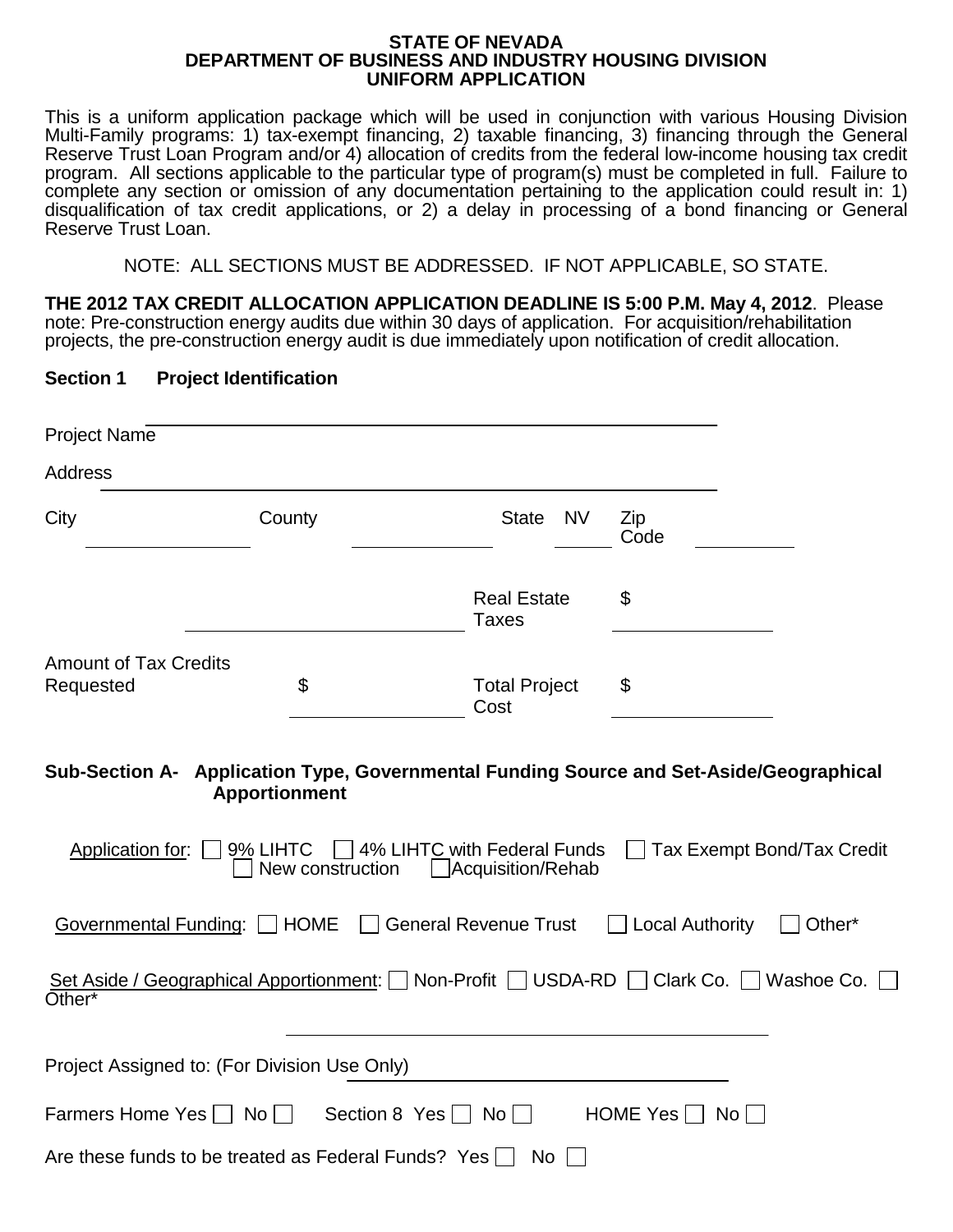**STATE OF NEVADA**
**DEPARTMENT OF BUSINESS AND INDUSTRY HOUSING DIVISION**
**UNIFORM APPLICATION**

This is a uniform application package which will be used in conjunction with various Housing Division Multi-Family programs: 1) tax-exempt financing, 2) taxable financing, 3) financing through the General Reserve Trust Loan Program and/or 4) allocation of credits from the federal low-income housing tax credit program. All sections applicable to the particular type of program(s) must be completed in full. Failure to complete any section or omission of any documentation pertaining to the application could result in: 1) disqualification of tax credit applications, or 2) a delay in processing of a bond financing or General Reserve Trust Loan.

NOTE: ALL SECTIONS MUST BE ADDRESSED. IF NOT APPLICABLE, SO STATE.

**THE 2012 TAX CREDIT ALLOCATION APPLICATION DEADLINE IS 5:00 P.M. May 4, 2012**. Please note: Pre-construction energy audits due within 30 days of application. For acquisition/rehabilitation projects, the pre-construction energy audit is due immediately upon notification of credit allocation.

## Section 1 Project Identification

Project Name ______________________________

Address ______________________________

City ____________ County ____________ State NV ______ Zip Code ____________

______________________ Real Estate Taxes $ ____________

Amount of Tax Credits Requested $ ____________ Total Project Cost $ ____________

### Sub-Section A- Application Type, Governmental Funding Source and Set-Aside/Geographical Apportionment

Application for: ☐ 9% LIHTC ☐ 4% LIHTC with Federal Funds ☐ Tax Exempt Bond/Tax Credit
☐ New construction ☐ Acquisition/Rehab

Governmental Funding: ☐ HOME ☐ General Revenue Trust ☐ Local Authority ☐ Other*

Set Aside / Geographical Apportionment: ☐ Non-Profit ☐ USDA-RD ☐ Clark Co. ☐ Washoe Co. ☐ Other*

______________________________

Project Assigned to: (For Division Use Only) ______________________________

Farmers Home Yes ☐ No ☐ Section 8 Yes ☐ No ☐ HOME Yes ☐ No ☐

Are these funds to be treated as Federal Funds? Yes ☐ No ☐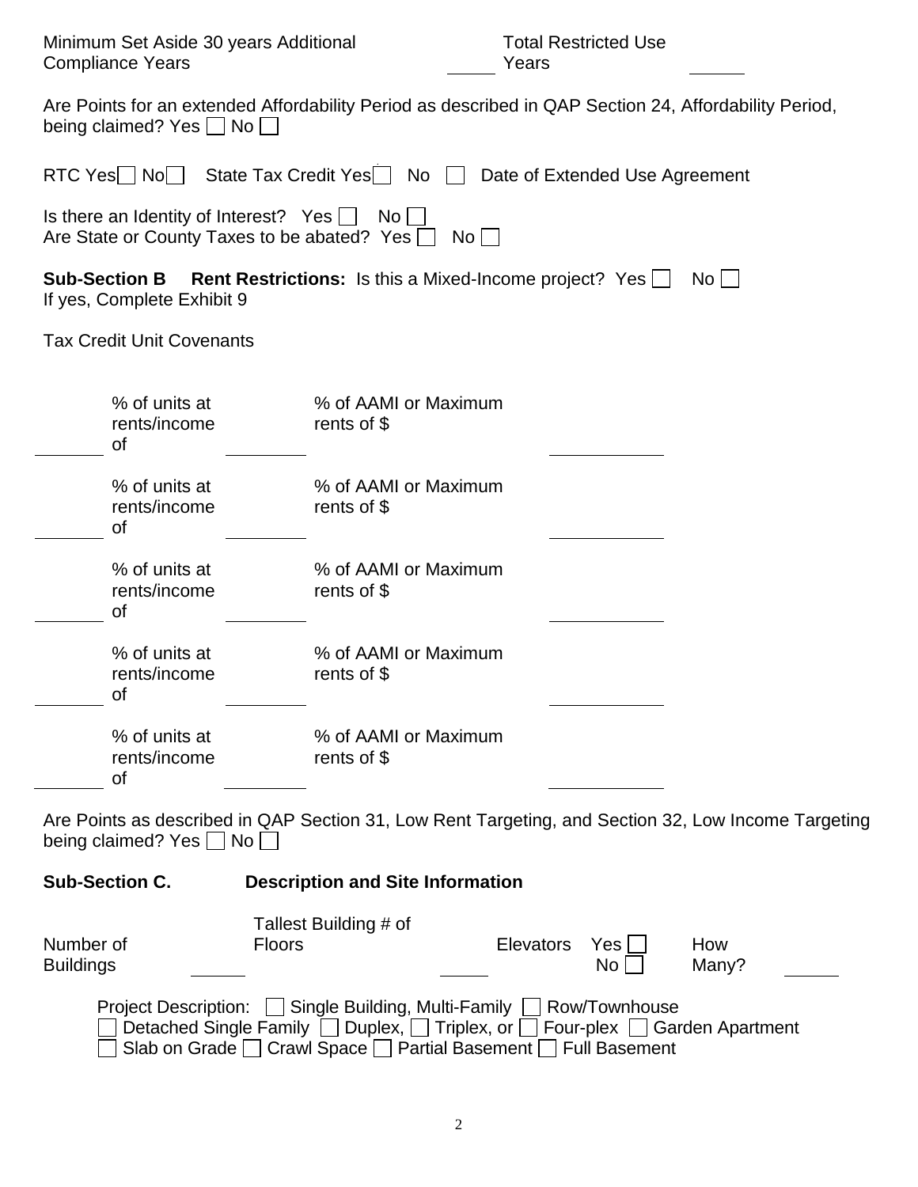Minimum Set Aside 30 years Additional Compliance Years _____ Total Restricted Use Years _____

Are Points for an extended Affordability Period as described in QAP Section 24, Affordability Period, being claimed? Yes ☐ No ☐

RTC Yes ☐ No ☐ State Tax Credit Yes ☐ No ☐ Date of Extended Use Agreement

Is there an Identity of Interest? Yes ☐ No ☐
Are State or County Taxes to be abated? Yes ☐ No ☐

**Sub-Section B Rent Restrictions:** Is this a Mixed-Income project? Yes ☐ No ☐
If yes, Complete Exhibit 9

Tax Credit Unit Covenants

_______ % of units at rents/income of _______ % of AAMI or Maximum rents of $ __________

_______ % of units at rents/income of _______ % of AAMI or Maximum rents of $ __________

_______ % of units at rents/income of _______ % of AAMI or Maximum rents of $ __________

_______ % of units at rents/income of _______ % of AAMI or Maximum rents of $ __________

_______ % of units at rents/income of _______ % of AAMI or Maximum rents of $ __________

Are Points as described in QAP Section 31, Low Rent Targeting, and Section 32, Low Income Targeting being claimed? Yes ☐ No ☐

**Sub-Section C. Description and Site Information**

Number of Buildings _____ Tallest Building # of Floors _____ Elevators Yes ☐ No ☐ How Many? _____

Project Description: ☐ Single Building, Multi-Family ☐ Row/Townhouse
☐ Detached Single Family ☐ Duplex, ☐ Triplex, or ☐ Four-plex ☐ Garden Apartment
☐ Slab on Grade ☐ Crawl Space ☐ Partial Basement ☐ Full Basement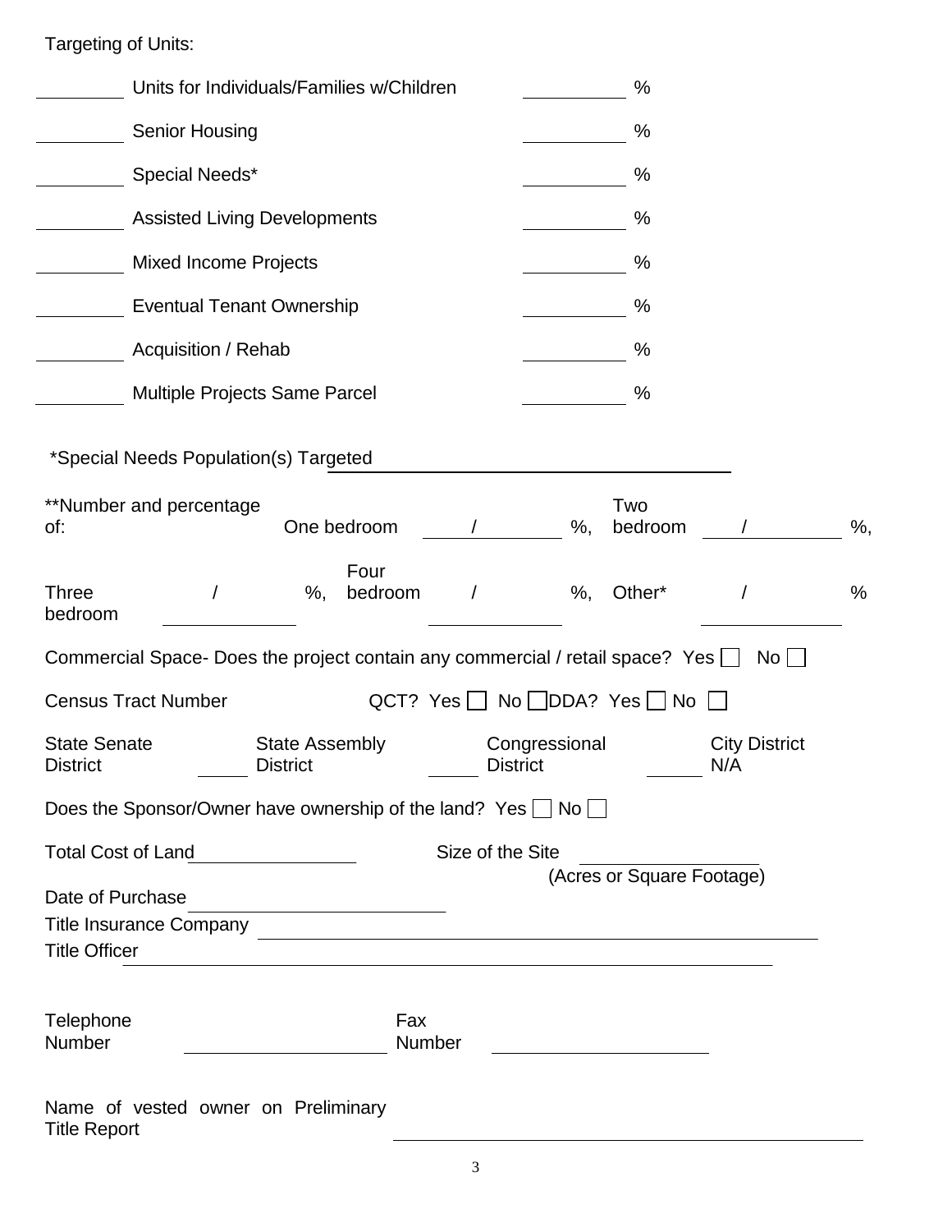Targeting of Units:

| | | | |
|---|---|---|---|
| ________ | Units for Individuals/Families w/Children | ________ | % |
| ________ | Senior Housing | ________ | % |
| ________ | Special Needs* | ________ | % |
| ________ | Assisted Living Developments | ________ | % |
| ________ | Mixed Income Projects | ________ | % |
| ________ | Eventual Tenant Ownership | ________ | % |
| ________ | Acquisition / Rehab | ________ | % |
| ________ | Multiple Projects Same Parcel | ________ | % |

*Special Needs Population(s) Targeted ______________________________

**Number and percentage of: One bedroom ____ / ____ %, Two bedroom ____ / ____ %,

Three bedroom ____ / ____ %, Four bedroom ____ / ____ %, Other* ____ / ____ %

Commercial Space- Does the project contain any commercial / retail space? Yes ☐ No ☐

Census Tract Number QCT? Yes ☐ No ☐ DDA? Yes ☐ No ☐

State Senate District ____ State Assembly District ____ Congressional District ____ City District N/A

Does the Sponsor/Owner have ownership of the land? Yes ☐ No ☐

Total Cost of Land ______________ Size of the Site ______________ (Acres or Square Footage)

Date of Purchase ______________________

Title Insurance Company ______________________________________________

Title Officer ______________________________________________

Telephone Number ____________________ Fax Number ____________________

Name of vested owner on Preliminary Title Report ______________________________________________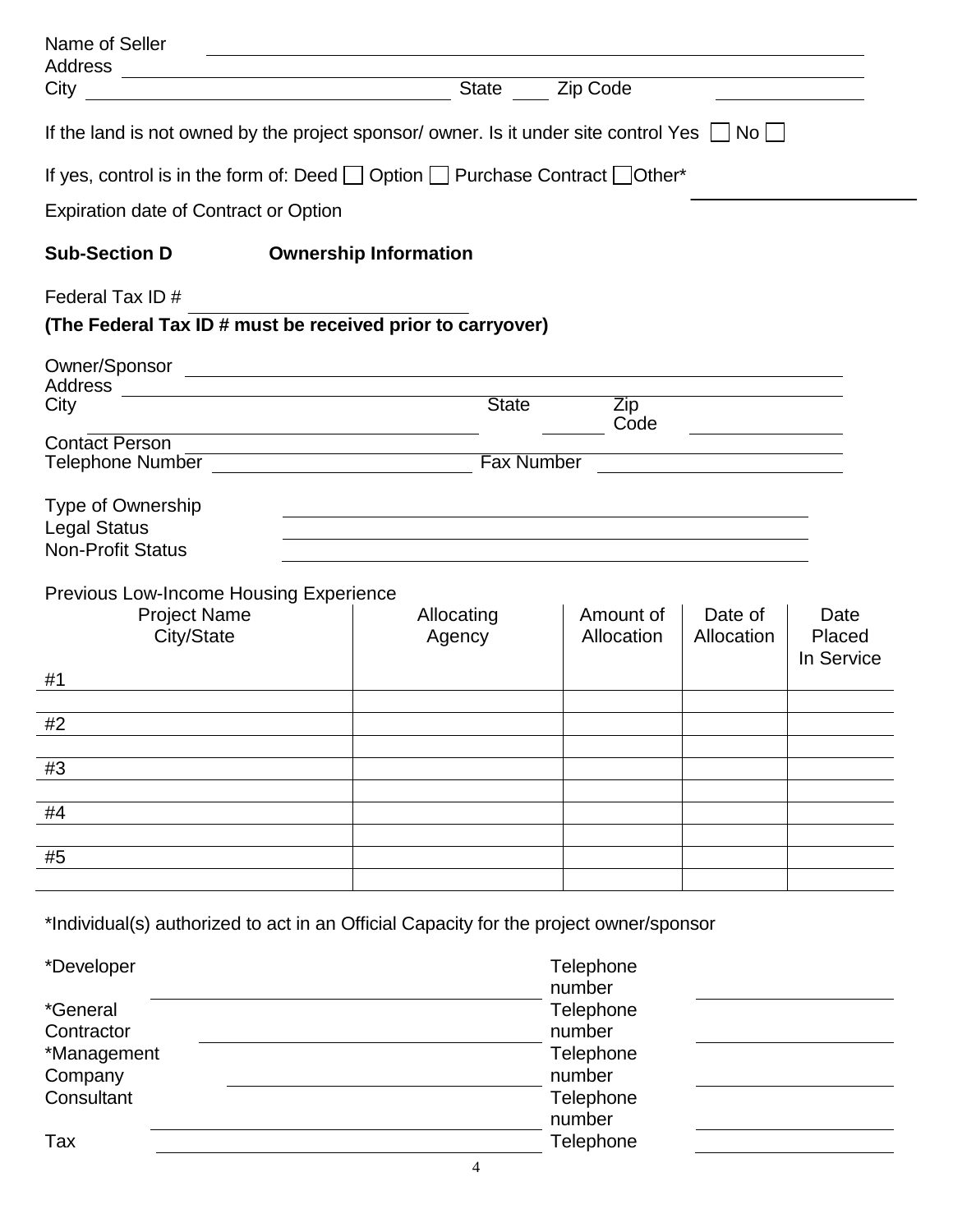Name of Seller ______________________________
Address ______________________________
City ______________________________ State ____ Zip Code ______________

If the land is not owned by the project sponsor/ owner. Is it under site control Yes ☐ No ☐

If yes, control is in the form of: Deed ☐ Option ☐ Purchase Contract ☐ Other*

Expiration date of Contract or Option ______________________________

**Sub-Section D Ownership Information**

Federal Tax ID # ______________________________

**(The Federal Tax ID # must be received prior to carryover)**

Owner/Sponsor ______________________________
Address ______________________________
City ______________________________ State ________ Zip Code ______________
Contact Person ______________________________
Telephone Number ______________________________ Fax Number ______________________________

Type of Ownership ______________________________
Legal Status ______________________________
Non-Profit Status ______________________________

Previous Low-Income Housing Experience

| Project Name City/State | Allocating Agency | Amount of Allocation | Date of Allocation | Date Placed In Service |
|---|---|---|---|---|
| #1 | | | | |
| | | | | |
| #2 | | | | |
| | | | | |
| #3 | | | | |
| | | | | |
| #4 | | | | |
| | | | | |
| #5 | | | | |
| | | | | |

*Individual(s) authorized to act in an Official Capacity for the project owner/sponsor

*Developer ______________________________ Telephone number ______________

*General Contractor ______________________________ Telephone number ______________

*Management Company ______________________________ Telephone number ______________

Consultant ______________________________ Telephone number ______________

Tax ______________________________ Telephone ______________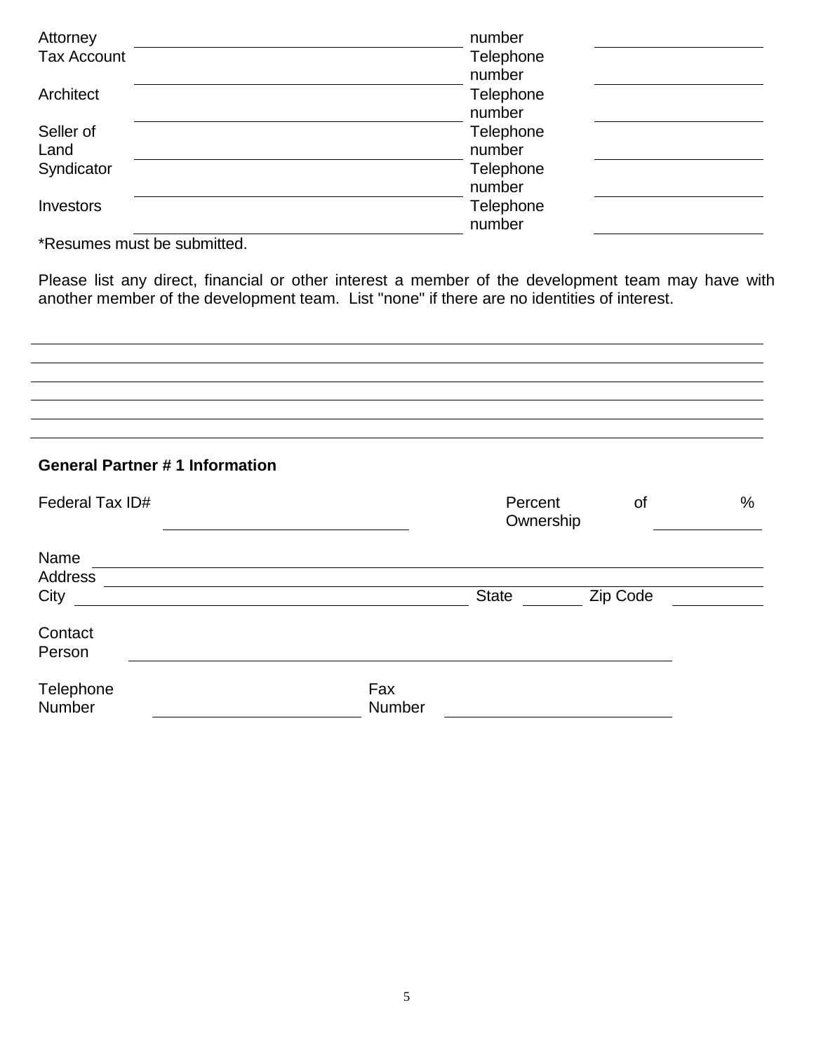| | | | |
|---|---|---|---|
| Attorney | | Telephone number | |
| Tax Account | | Telephone number | |
| Architect | | Telephone number | |
| Seller of Land | | Telephone number | |
| Syndicator | | Telephone number | |
| Investors | | Telephone number | |

*Resumes must be submitted.

Please list any direct, financial or other interest a member of the development team may have with another member of the development team. List "none" if there are no identities of interest.

______________________________________________________________________________

______________________________________________________________________________

______________________________________________________________________________

______________________________________________________________________________

______________________________________________________________________________

### General Partner # 1 Information

Federal Tax ID# ____________________ Percent of Ownership __________ %

Name ____________________________________________________________

Address __________________________________________________________

City ______________________________ State ________ Zip Code __________

Contact Person ____________________________________________________

Telephone Number ____________________ Fax Number ____________________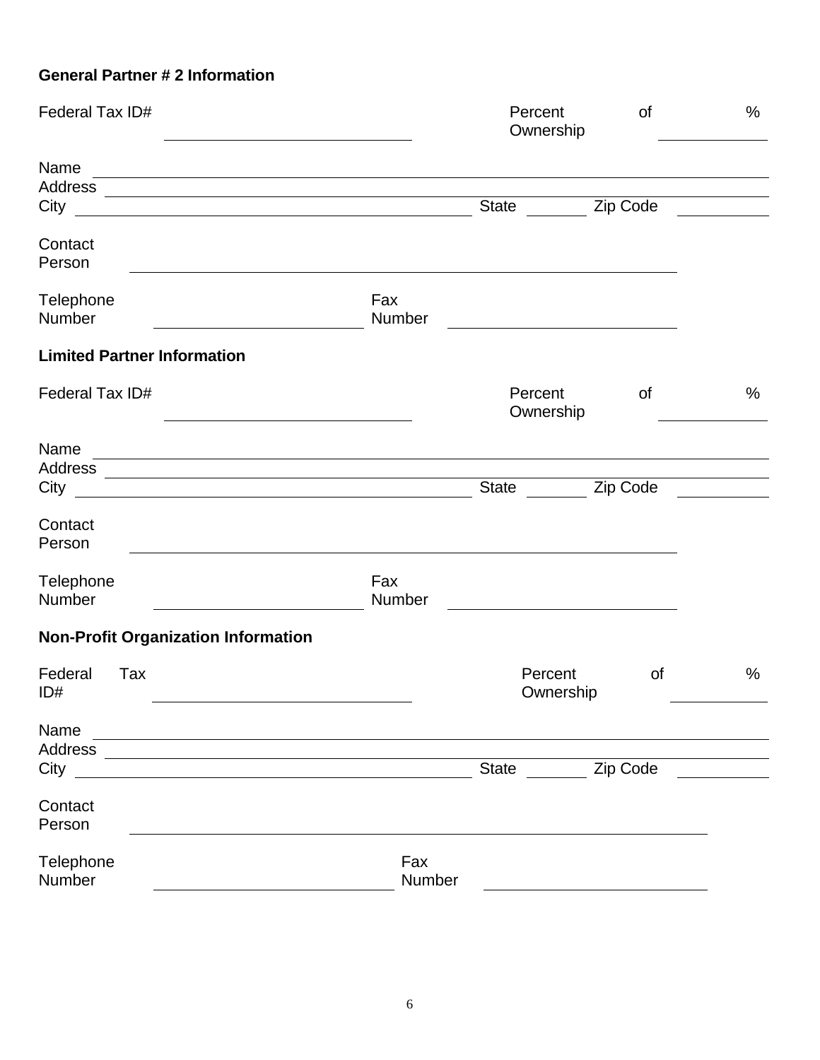**General Partner # 2 Information**

Federal Tax ID# \_\_\_\_\_\_\_\_\_\_\_\_\_\_\_\_\_\_\_\_ Percent of Ownership \_\_\_\_\_\_\_\_ %

Name \_\_\_\_\_\_\_\_\_\_\_\_\_\_\_\_\_\_\_\_\_\_\_\_\_\_\_\_\_\_\_\_\_\_\_\_\_\_\_\_\_\_\_\_\_\_\_\_

Address \_\_\_\_\_\_\_\_\_\_\_\_\_\_\_\_\_\_\_\_\_\_\_\_\_\_\_\_\_\_\_\_\_\_\_\_\_\_\_\_\_\_\_\_\_\_\_\_

City \_\_\_\_\_\_\_\_\_\_\_\_\_\_\_\_\_\_\_\_\_\_\_\_\_\_\_\_ State \_\_\_\_\_ Zip Code \_\_\_\_\_\_\_

Contact Person \_\_\_\_\_\_\_\_\_\_\_\_\_\_\_\_\_\_\_\_\_\_\_\_\_\_\_\_\_\_\_\_\_\_\_\_\_\_\_\_\_\_

Telephone Number \_\_\_\_\_\_\_\_\_\_\_\_\_\_\_\_ Fax Number \_\_\_\_\_\_\_\_\_\_\_\_\_\_\_\_

**Limited Partner Information**

Federal Tax ID# \_\_\_\_\_\_\_\_\_\_\_\_\_\_\_\_\_\_\_\_ Percent of Ownership \_\_\_\_\_\_\_\_ %

Name \_\_\_\_\_\_\_\_\_\_\_\_\_\_\_\_\_\_\_\_\_\_\_\_\_\_\_\_\_\_\_\_\_\_\_\_\_\_\_\_\_\_\_\_\_\_\_\_

Address \_\_\_\_\_\_\_\_\_\_\_\_\_\_\_\_\_\_\_\_\_\_\_\_\_\_\_\_\_\_\_\_\_\_\_\_\_\_\_\_\_\_\_\_\_\_\_\_

City \_\_\_\_\_\_\_\_\_\_\_\_\_\_\_\_\_\_\_\_\_\_\_\_\_\_\_\_ State \_\_\_\_\_ Zip Code \_\_\_\_\_\_\_

Contact Person \_\_\_\_\_\_\_\_\_\_\_\_\_\_\_\_\_\_\_\_\_\_\_\_\_\_\_\_\_\_\_\_\_\_\_\_\_\_\_\_\_\_

Telephone Number \_\_\_\_\_\_\_\_\_\_\_\_\_\_\_\_ Fax Number \_\_\_\_\_\_\_\_\_\_\_\_\_\_\_\_

**Non-Profit Organization Information**

Federal Tax ID# \_\_\_\_\_\_\_\_\_\_\_\_\_\_\_\_\_\_\_\_ Percent of Ownership \_\_\_\_\_\_\_\_ %

Name \_\_\_\_\_\_\_\_\_\_\_\_\_\_\_\_\_\_\_\_\_\_\_\_\_\_\_\_\_\_\_\_\_\_\_\_\_\_\_\_\_\_\_\_\_\_\_\_

Address \_\_\_\_\_\_\_\_\_\_\_\_\_\_\_\_\_\_\_\_\_\_\_\_\_\_\_\_\_\_\_\_\_\_\_\_\_\_\_\_\_\_\_\_\_\_\_\_

City \_\_\_\_\_\_\_\_\_\_\_\_\_\_\_\_\_\_\_\_\_\_\_\_\_\_\_\_ State \_\_\_\_\_ Zip Code \_\_\_\_\_\_\_

Contact Person \_\_\_\_\_\_\_\_\_\_\_\_\_\_\_\_\_\_\_\_\_\_\_\_\_\_\_\_\_\_\_\_\_\_\_\_\_\_\_\_\_\_

Telephone Number \_\_\_\_\_\_\_\_\_\_\_\_\_\_\_\_ Fax Number \_\_\_\_\_\_\_\_\_\_\_\_\_\_\_\_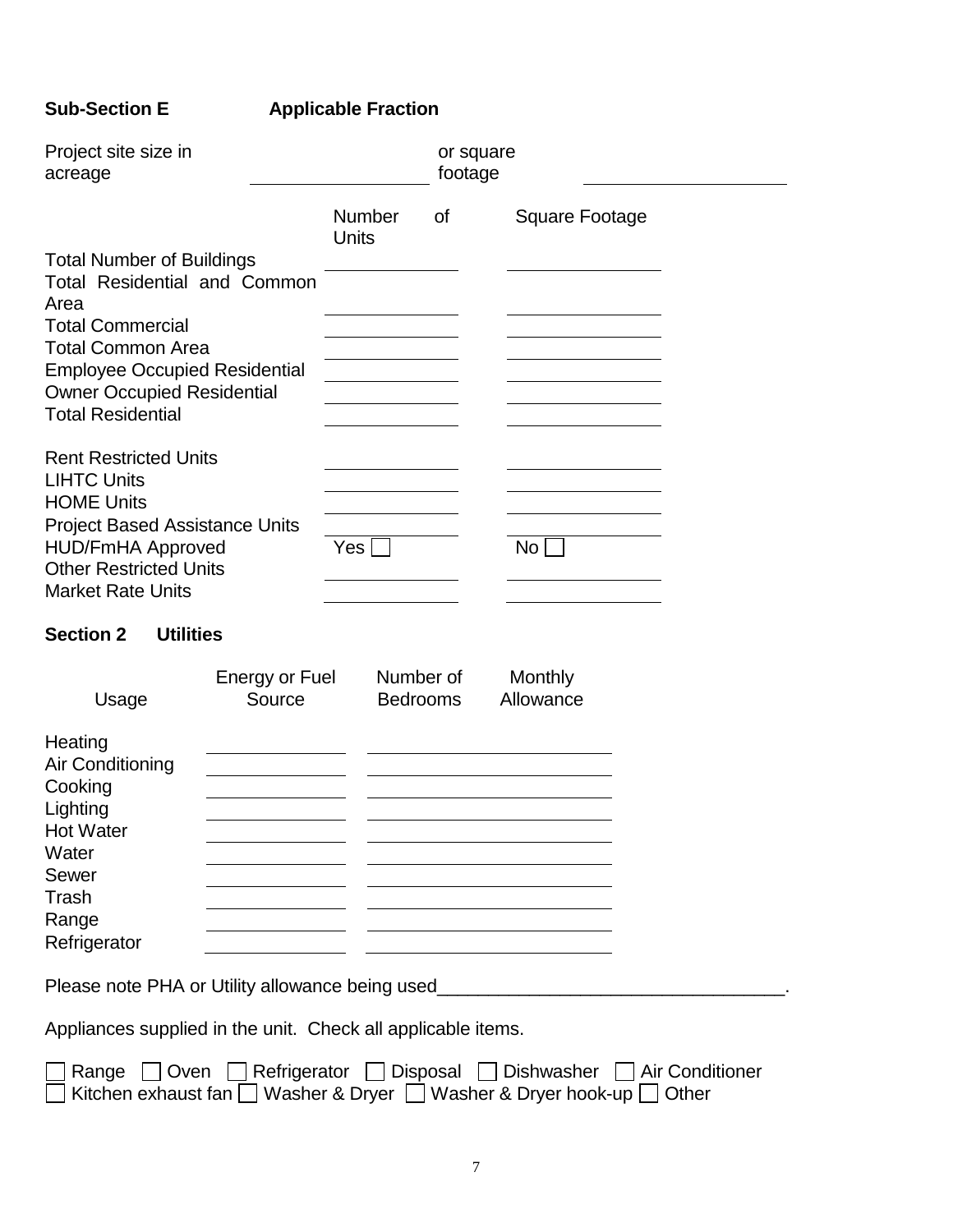### Sub-Section E Applicable Fraction

Project site size in acreage ____________ or square footage ____________

| | Number of Units | Square Footage |
|---|---|---|
| Total Number of Buildings | | |
| Total Residential and Common Area | | |
| Total Commercial | | |
| Total Common Area | | |
| Employee Occupied Residential | | |
| Owner Occupied Residential | | |
| Total Residential | | |
| | | |
| Rent Restricted Units | | |
| LIHTC Units | | |
| HOME Units | | |
| Project Based Assistance Units | | |
| HUD/FmHA Approved | Yes ☐ | No ☐ |
| Other Restricted Units | | |
| Market Rate Units | | |

### Section 2 Utilities

| Usage | Energy or Fuel Source | Number of Bedrooms | Monthly Allowance |
|---|---|---|---|
| Heating | | | |
| Air Conditioning | | | |
| Cooking | | | |
| Lighting | | | |
| Hot Water | | | |
| Water | | | |
| Sewer | | | |
| Trash | | | |
| Range | | | |
| Refrigerator | | | |

Please note PHA or Utility allowance being used_________________________________.

Appliances supplied in the unit. Check all applicable items.

☐ Range ☐ Oven ☐ Refrigerator ☐ Disposal ☐ Dishwasher ☐ Air Conditioner
☐ Kitchen exhaust fan ☐ Washer & Dryer ☐ Washer & Dryer hook-up ☐ Other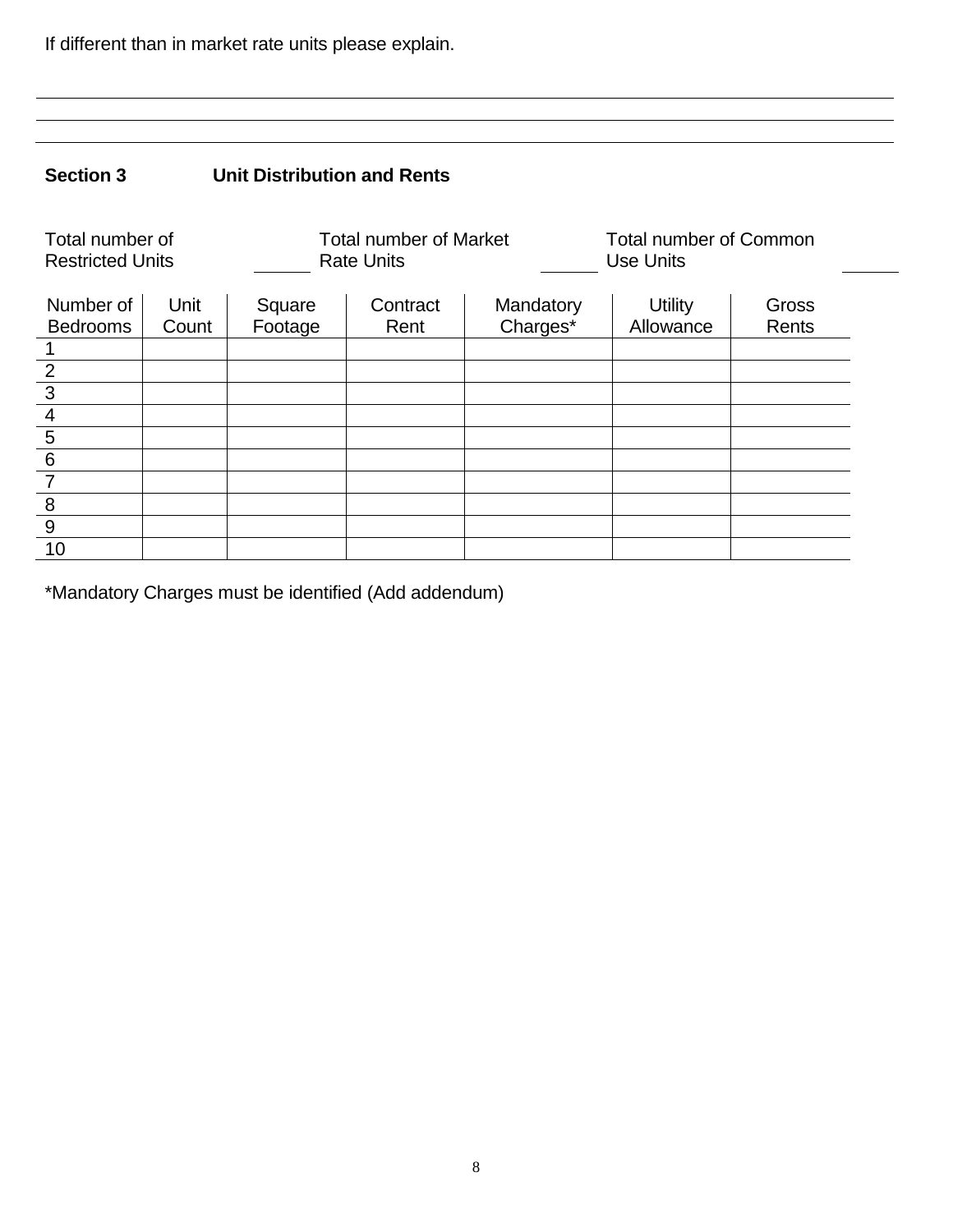If different than in market rate units please explain.

______________________________________________________________________________

______________________________________________________________________________

______________________________________________________________________________

## Section 3 Unit Distribution and Rents

Total number of Restricted Units ______ Total number of Market Rate Units ______ Total number of Common Use Units ______

| Number of Bedrooms | Unit Count | Square Footage | Contract Rent | Mandatory Charges* | Utility Allowance | Gross Rents |
|---|---|---|---|---|---|---|
| 1 | | | | | | |
| 2 | | | | | | |
| 3 | | | | | | |
| 4 | | | | | | |
| 5 | | | | | | |
| 6 | | | | | | |
| 7 | | | | | | |
| 8 | | | | | | |
| 9 | | | | | | |
| 10 | | | | | | |

*Mandatory Charges must be identified (Add addendum)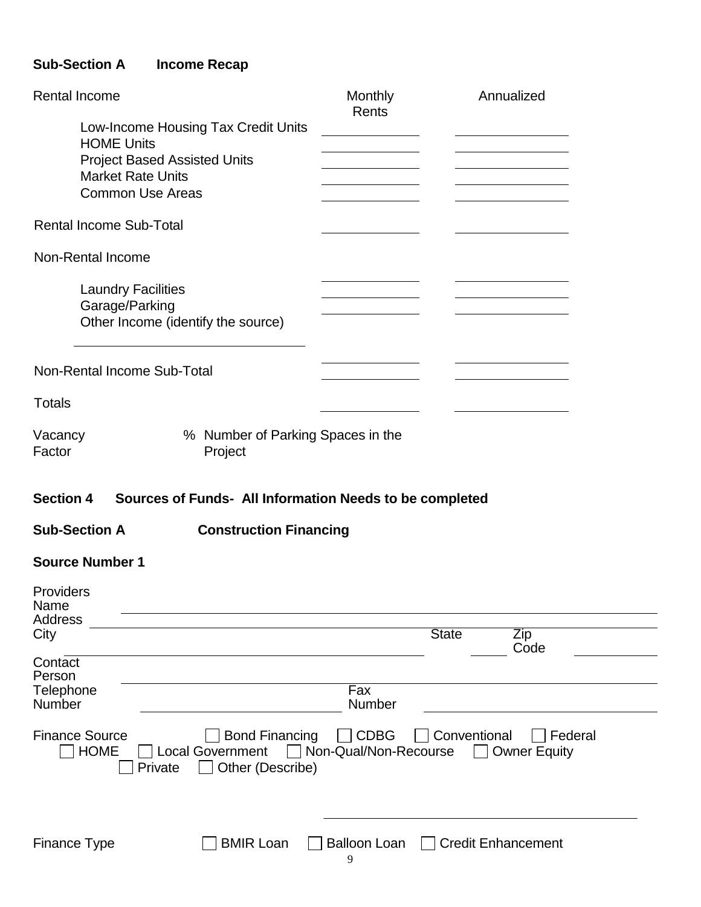### Sub-Section A Income Recap

| Rental Income | Monthly Rents | Annualized |
|---|---|---|
| Low-Income Housing Tax Credit Units | | |
| HOME Units | | |
| Project Based Assisted Units | | |
| Market Rate Units | | |
| Common Use Areas | | |
| Rental Income Sub-Total | | |
| Non-Rental Income | | |
| Laundry Facilities | | |
| Garage/Parking | | |
| Other Income (identify the source) ______________________ | | |
| Non-Rental Income Sub-Total | | |
| Totals | | |

Vacancy Factor ____ % Number of Parking Spaces in the Project ____

## Section 4 Sources of Funds- All Information Needs to be completed

### Sub-Section A Construction Financing

**Source Number 1**

Providers Name ______________________________________________

Address ______________________________________________

City ______________________________ State ______ Zip Code ______

Contact Person ______________________________________________

Telephone Number ______________________ Fax Number ______________________

Finance Source ☐ Bond Financing ☐ CDBG ☐ Conventional ☐ Federal ☐ HOME ☐ Local Government ☐ Non-Qual/Non-Recourse ☐ Owner Equity ☐ Private ☐ Other (Describe)

______________________________________________

Finance Type ☐ BMIR Loan ☐ Balloon Loan ☐ Credit Enhancement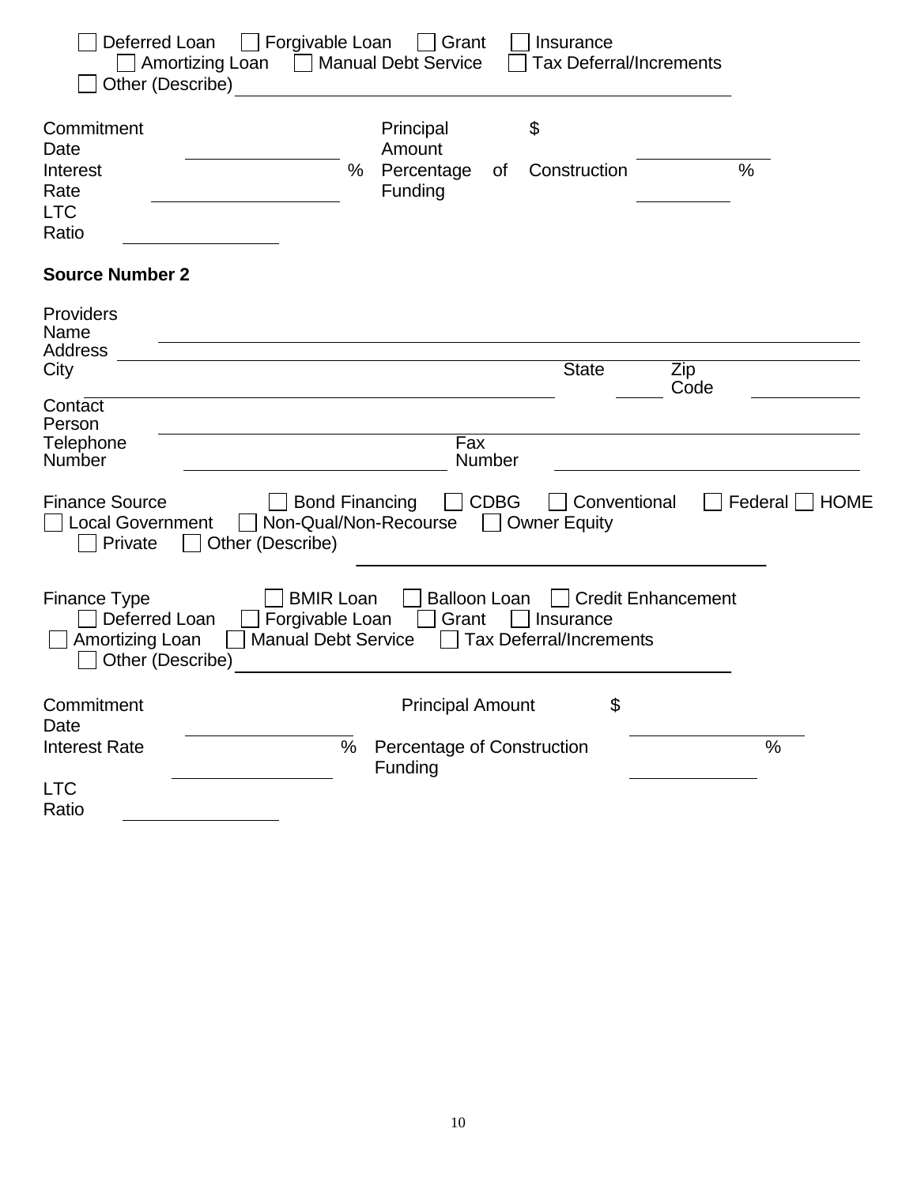☐ Deferred Loan ☐ Forgivable Loan ☐ Grant ☐ Insurance
☐ Amortizing Loan ☐ Manual Debt Service ☐ Tax Deferral/Increments
☐ Other (Describe) ______________________________

Commitment Date ______________ Principal Amount $ ______________

Interest Rate ______________ % Percentage of Construction Funding ______________ %

LTC Ratio ______________

**Source Number 2**

Providers Name ______________________________

Address ______________________________

City ______________ State ______ Zip Code ______________

Contact Person ______________________________

Telephone Number ______________ Fax Number ______________

Finance Source ☐ Bond Financing ☐ CDBG ☐ Conventional ☐ Federal ☐ HOME
☐ Local Government ☐ Non-Qual/Non-Recourse ☐ Owner Equity
☐ Private ☐ Other (Describe) ______________________________

Finance Type ☐ BMIR Loan ☐ Balloon Loan ☐ Credit Enhancement
☐ Deferred Loan ☐ Forgivable Loan ☐ Grant ☐ Insurance
☐ Amortizing Loan ☐ Manual Debt Service ☐ Tax Deferral/Increments
☐ Other (Describe) ______________________________

Commitment Date ______________ Principal Amount $ ______________

Interest Rate ______________ % Percentage of Construction Funding ______________ %

LTC Ratio ______________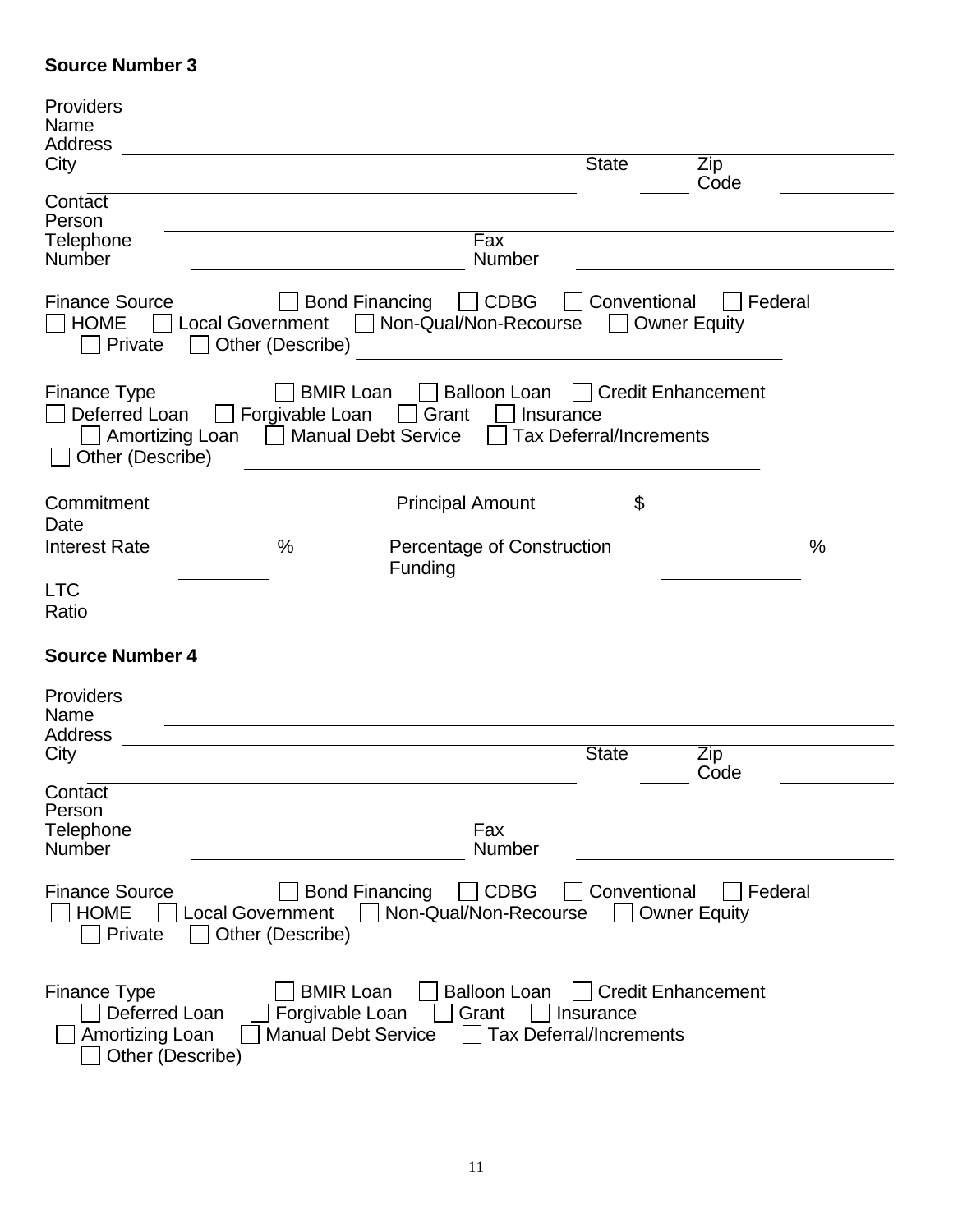**Source Number 3**

Providers Name ______________________________

Address ______________________________

City ______________________________ State ______ Zip Code ______________

Contact Person ______________________________

Telephone Number ______________________ Fax Number ______________________

Finance Source ☐ Bond Financing ☐ CDBG ☐ Conventional ☐ Federal ☐ HOME ☐ Local Government ☐ Non-Qual/Non-Recourse ☐ Owner Equity ☐ Private ☐ Other (Describe) ______________________________

Finance Type ☐ BMIR Loan ☐ Balloon Loan ☐ Credit Enhancement ☐ Deferred Loan ☐ Forgivable Loan ☐ Grant ☐ Insurance ☐ Amortizing Loan ☐ Manual Debt Service ☐ Tax Deferral/Increments ☐ Other (Describe) ______________________________

Commitment Date ______________ Principal Amount $ ______________

Interest Rate ________ % Percentage of Construction Funding ________ %

LTC Ratio ______________

**Source Number 4**

Providers Name ______________________________

Address ______________________________

City ______________________________ State ______ Zip Code ______________

Contact Person ______________________________

Telephone Number ______________________ Fax Number ______________________

Finance Source ☐ Bond Financing ☐ CDBG ☐ Conventional ☐ Federal ☐ HOME ☐ Local Government ☐ Non-Qual/Non-Recourse ☐ Owner Equity ☐ Private ☐ Other (Describe) ______________________________

Finance Type ☐ BMIR Loan ☐ Balloon Loan ☐ Credit Enhancement ☐ Deferred Loan ☐ Forgivable Loan ☐ Grant ☐ Insurance ☐ Amortizing Loan ☐ Manual Debt Service ☐ Tax Deferral/Increments ☐ Other (Describe) ______________________________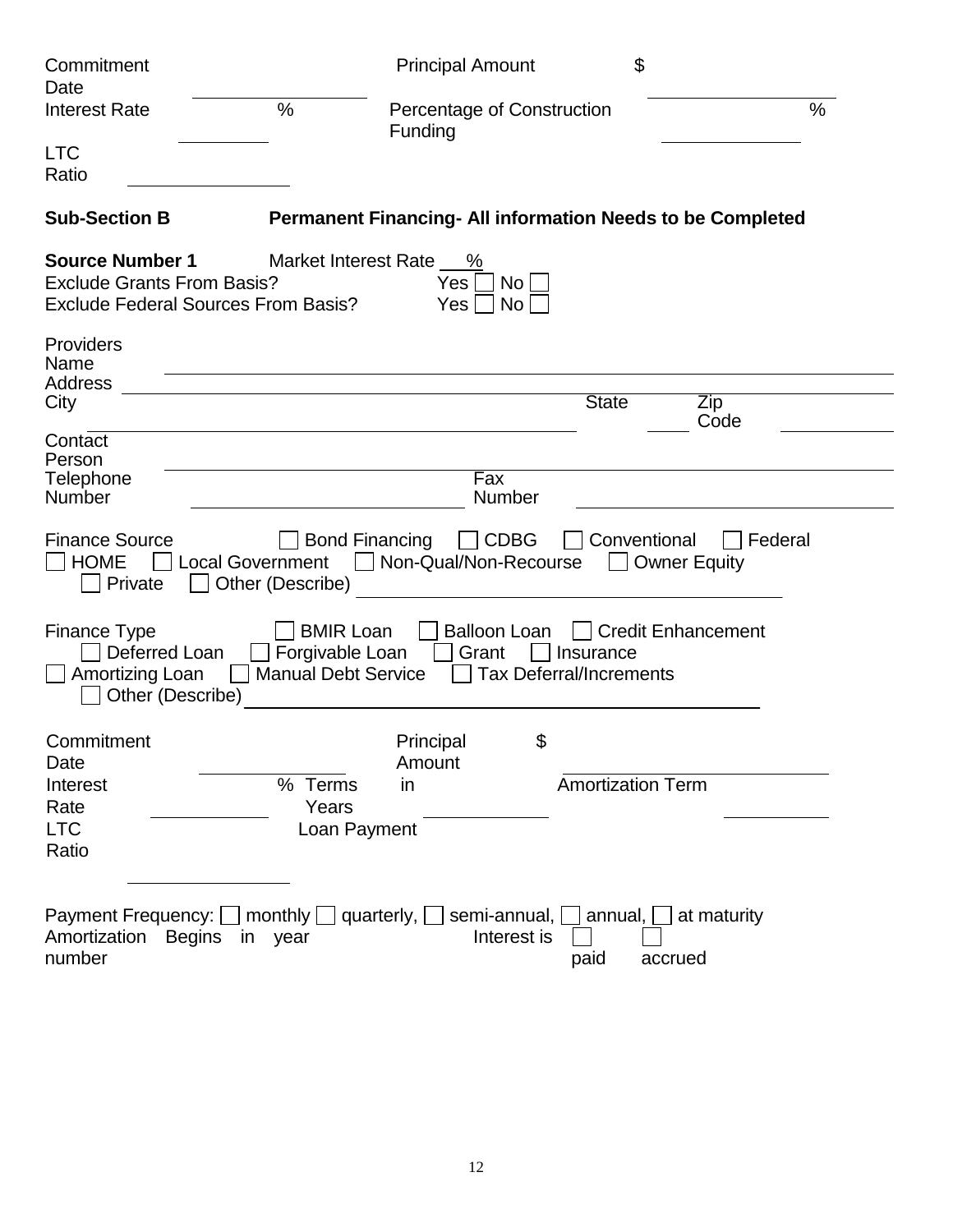Commitment Date ______________ Principal Amount $ ______________

Interest Rate ________ % Percentage of Construction Funding ________ %

LTC Ratio ______________

**Sub-Section B** **Permanent Financing- All information Needs to be Completed**

**Source Number 1** Market Interest Rate ___%

Exclude Grants From Basis? Yes ☐ No ☐

Exclude Federal Sources From Basis? Yes ☐ No ☐

Providers Name ______________________________

Address ______________________________

City ______________________ State _____ Zip Code __________

Contact Person ______________________________

Telephone Number ______________ Fax Number ______________

Finance Source ☐ Bond Financing ☐ CDBG ☐ Conventional ☐ Federal ☐ HOME ☐ Local Government ☐ Non-Qual/Non-Recourse ☐ Owner Equity ☐ Private ☐ Other (Describe) ______________________

Finance Type ☐ BMIR Loan ☐ Balloon Loan ☐ Credit Enhancement ☐ Deferred Loan ☐ Forgivable Loan ☐ Grant ☐ Insurance ☐ Amortizing Loan ☐ Manual Debt Service ☐ Tax Deferral/Increments ☐ Other (Describe) ______________________

Commitment Date ______________ Principal Amount $ ______________

Interest Rate ________ % Terms in Years ________ Amortization Term ________

LTC Ratio ______________ Loan Payment

Payment Frequency: ☐ monthly ☐ quarterly, ☐ semi-annual, ☐ annual, ☐ at maturity

Amortization Begins in year number Interest is ☐ paid ☐ accrued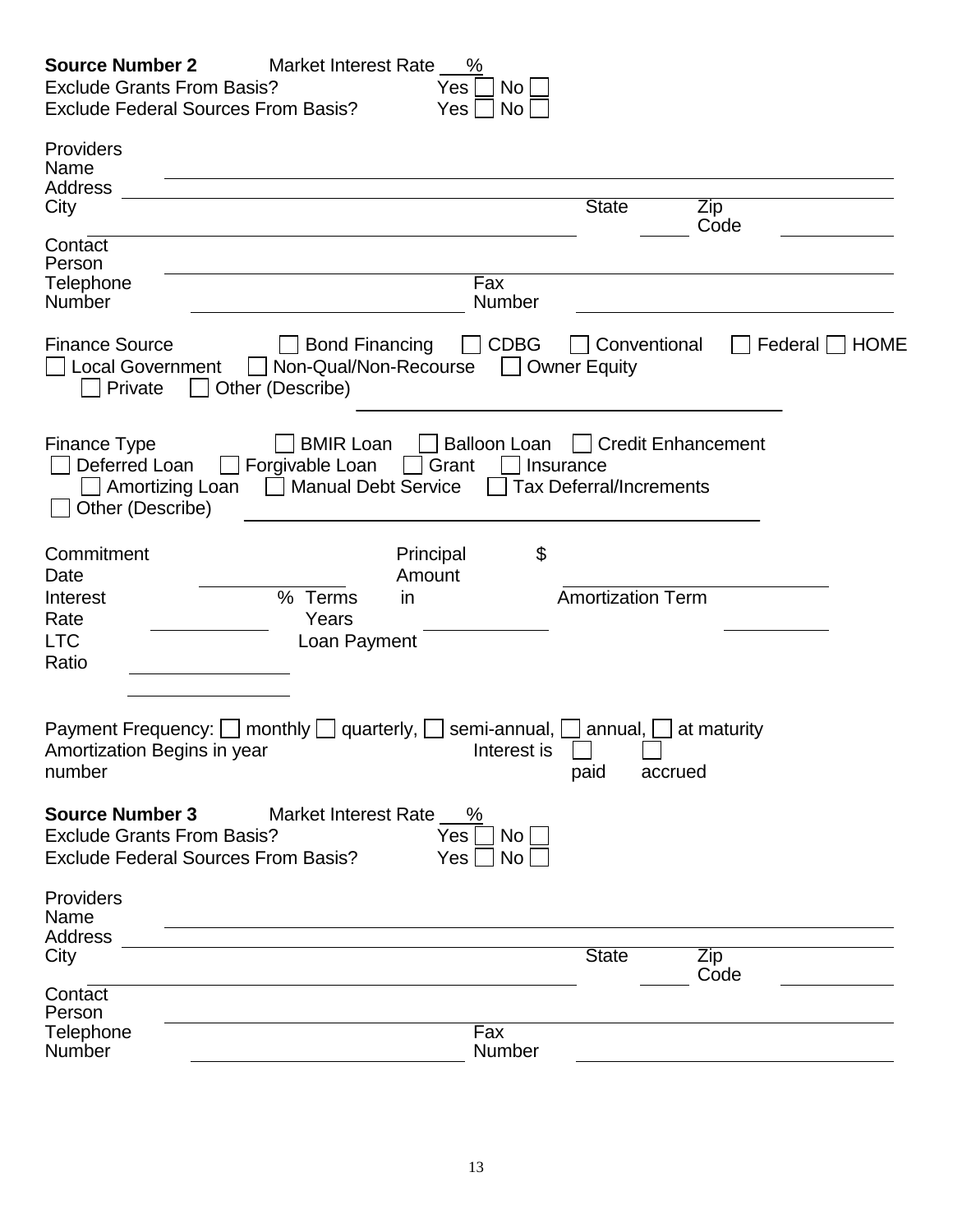**Source Number 2** Market Interest Rate ___%

Exclude Grants From Basis? Yes ☐ No ☐

Exclude Federal Sources From Basis? Yes ☐ No ☐

Providers Name ______________________________

Address ______________________________

City ______________________________ State ______ Zip Code ______________

Contact Person ______________________________

Telephone Number ______________________ Fax Number ______________________

Finance Source ☐ Bond Financing ☐ CDBG ☐ Conventional ☐ Federal ☐ HOME ☐ Local Government ☐ Non-Qual/Non-Recourse ☐ Owner Equity ☐ Private ☐ Other (Describe) ______________________________

Finance Type ☐ BMIR Loan ☐ Balloon Loan ☐ Credit Enhancement ☐ Deferred Loan ☐ Forgivable Loan ☐ Grant ☐ Insurance ☐ Amortizing Loan ☐ Manual Debt Service ☐ Tax Deferral/Increments ☐ Other (Describe) ______________________________

Commitment Date ______________ Principal Amount $ ______________

Interest Rate ______________ % Terms in Years ______________ Amortization Term ______________

LTC Ratio ______________ Loan Payment ______________

Payment Frequency: ☐ monthly ☐ quarterly, ☐ semi-annual, ☐ annual, ☐ at maturity

Amortization Begins in year number ______________ Interest is ☐ paid ☐ accrued

**Source Number 3** Market Interest Rate ___%

Exclude Grants From Basis? Yes ☐ No ☐

Exclude Federal Sources From Basis? Yes ☐ No ☐

Providers Name ______________________________

Address ______________________________

City ______________________________ State ______ Zip Code ______________

Contact Person ______________________________

Telephone Number ______________________ Fax Number ______________________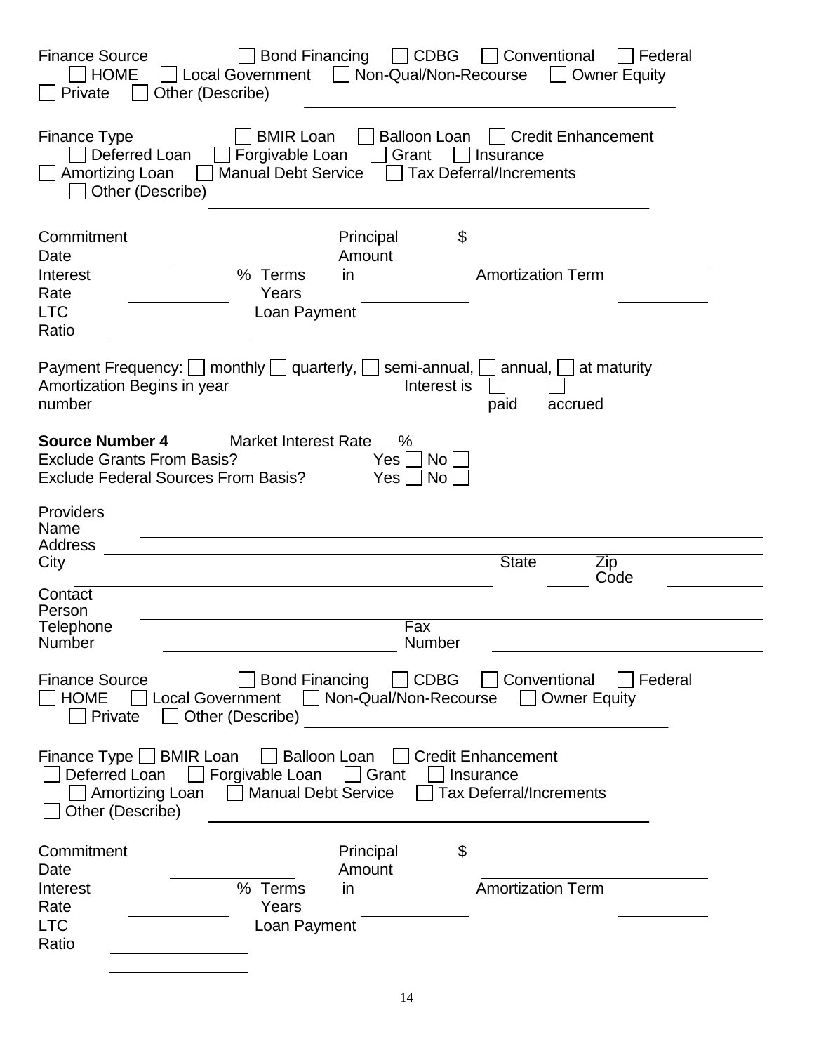Finance Source ☐ Bond Financing ☐ CDBG ☐ Conventional ☐ Federal ☐ HOME ☐ Local Government ☐ Non-Qual/Non-Recourse ☐ Owner Equity ☐ Private ☐ Other (Describe) ____________________

Finance Type ☐ BMIR Loan ☐ Balloon Loan ☐ Credit Enhancement ☐ Deferred Loan ☐ Forgivable Loan ☐ Grant ☐ Insurance ☐ Amortizing Loan ☐ Manual Debt Service ☐ Tax Deferral/Increments ☐ Other (Describe) ____________________

Commitment Date ____________ Principal Amount $ ____________

Interest Rate ________ % Terms in Years ________ Amortization Term ________

LTC Ratio ____________ Loan Payment

Payment Frequency: ☐ monthly ☐ quarterly, ☐ semi-annual, ☐ annual, ☐ at maturity

Amortization Begins in year number Interest is ☐ paid ☐ accrued

**Source Number 4** Market Interest Rate ___%

Exclude Grants From Basis? Yes ☐ No ☐

Exclude Federal Sources From Basis? Yes ☐ No ☐

Providers Name ____________________

Address ____________________

City ____________________ State ______ Zip Code ________

Contact Person ____________________

Telephone Number ____________________ Fax Number ____________________

Finance Source ☐ Bond Financing ☐ CDBG ☐ Conventional ☐ Federal ☐ HOME ☐ Local Government ☐ Non-Qual/Non-Recourse ☐ Owner Equity ☐ Private ☐ Other (Describe) ____________________

Finance Type ☐ BMIR Loan ☐ Balloon Loan ☐ Credit Enhancement ☐ Deferred Loan ☐ Forgivable Loan ☐ Grant ☐ Insurance ☐ Amortizing Loan ☐ Manual Debt Service ☐ Tax Deferral/Increments ☐ Other (Describe) ____________________

Commitment Date ____________ Principal Amount $ ____________

Interest Rate ________ % Terms in Years ________ Amortization Term ________

LTC Ratio ____________ Loan Payment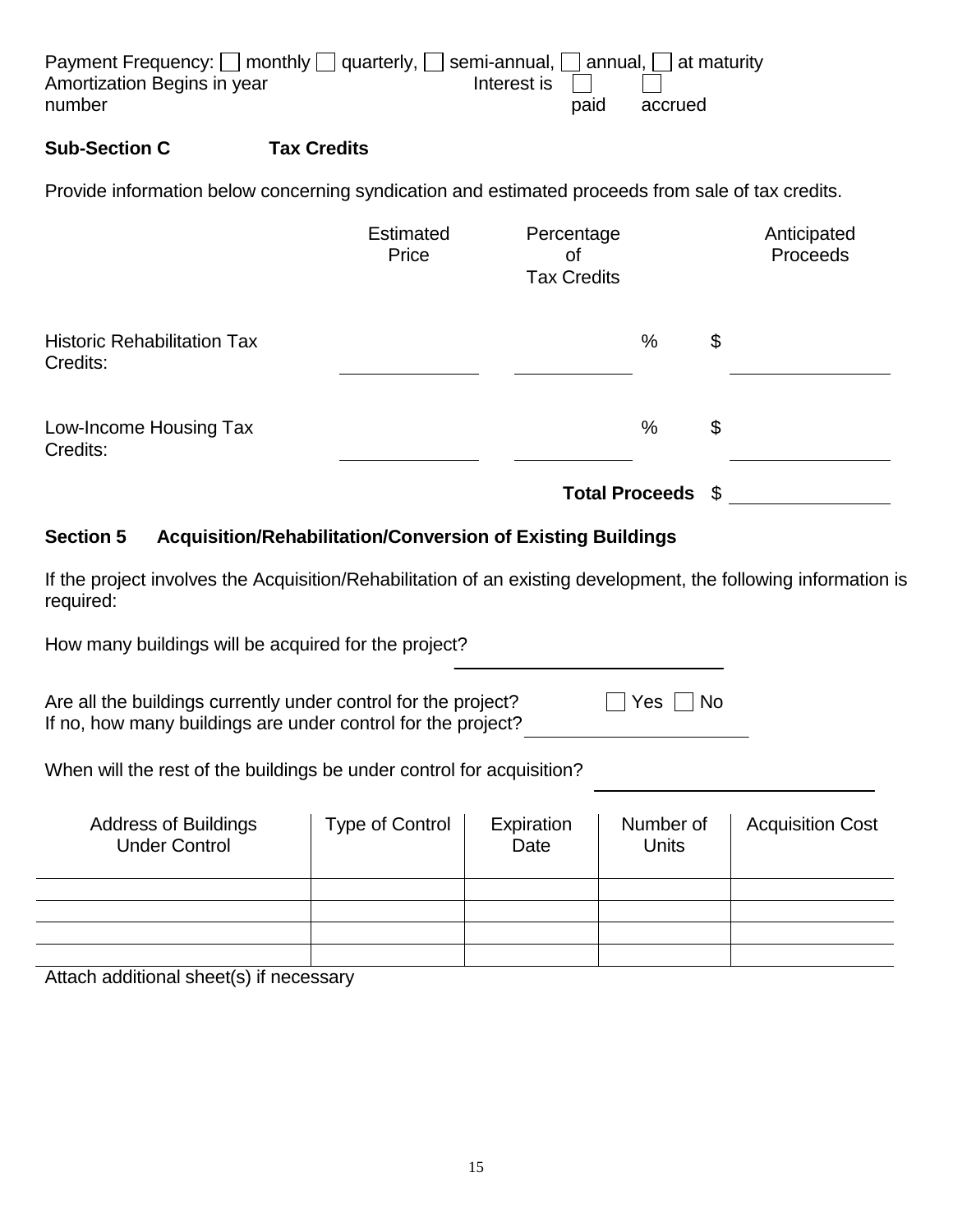Payment Frequency: ☐ monthly ☐ quarterly, ☐ semi-annual, ☐ annual, ☐ at maturity

Amortization Begins in year number \_\_\_\_\_\_\_\_\_\_ Interest is ☐ paid ☐ accrued

**Sub-Section C Tax Credits**

Provide information below concerning syndication and estimated proceeds from sale of tax credits.

| | Estimated Price | Percentage of Tax Credits | Anticipated Proceeds |
|---|---|---|---|
| Historic Rehabilitation Tax Credits: | | % | $ |
| Low-Income Housing Tax Credits: | | % | $ |
| | | **Total Proceeds** | $ |

## Section 5 Acquisition/Rehabilitation/Conversion of Existing Buildings

If the project involves the Acquisition/Rehabilitation of an existing development, the following information is required:

How many buildings will be acquired for the project? \_\_\_\_\_\_\_\_\_\_\_\_\_\_\_\_\_\_\_\_

Are all the buildings currently under control for the project? ☐ Yes ☐ No

If no, how many buildings are under control for the project? \_\_\_\_\_\_\_\_\_\_\_\_\_\_\_\_\_\_\_\_

When will the rest of the buildings be under control for acquisition? \_\_\_\_\_\_\_\_\_\_\_\_\_\_\_\_\_\_\_\_

| Address of Buildings Under Control | Type of Control | Expiration Date | Number of Units | Acquisition Cost |
|---|---|---|---|---|
| | | | | |
| | | | | |
| | | | | |
| | | | | |

Attach additional sheet(s) if necessary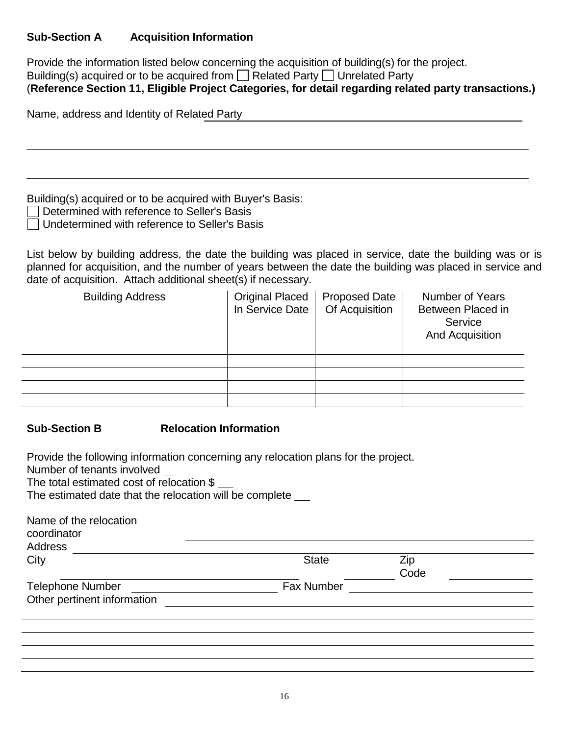### Sub-Section A Acquisition Information

Provide the information listed below concerning the acquisition of building(s) for the project.
Building(s) acquired or to be acquired from ☐ Related Party ☐ Unrelated Party
(**Reference Section 11, Eligible Project Categories, for detail regarding related party transactions.)**

Name, address and Identity of Related Party ______________________________________________

________________________________________________________________________________

________________________________________________________________________________

Building(s) acquired or to be acquired with Buyer's Basis:
☐ Determined with reference to Seller's Basis
☐ Undetermined with reference to Seller's Basis

List below by building address, the date the building was placed in service, date the building was or is planned for acquisition, and the number of years between the date the building was placed in service and date of acquisition. Attach additional sheet(s) if necessary.

| Building Address | Original Placed In Service Date | Proposed Date Of Acquisition | Number of Years Between Placed in Service And Acquisition |
|---|---|---|---|
| | | | |
| | | | |
| | | | |
| | | | |

### Sub-Section B Relocation Information

Provide the following information concerning any relocation plans for the project.
Number of tenants involved __
The total estimated cost of relocation $ ___
The estimated date that the relocation will be complete ___

Name of the relocation coordinator ______________________________________________
Address ______________________________________________________________________
City ______________________ State __________ Zip Code ______________
Telephone Number ______________________ Fax Number ______________________
Other pertinent information ______________________________________________________

________________________________________________________________________________

________________________________________________________________________________

________________________________________________________________________________

________________________________________________________________________________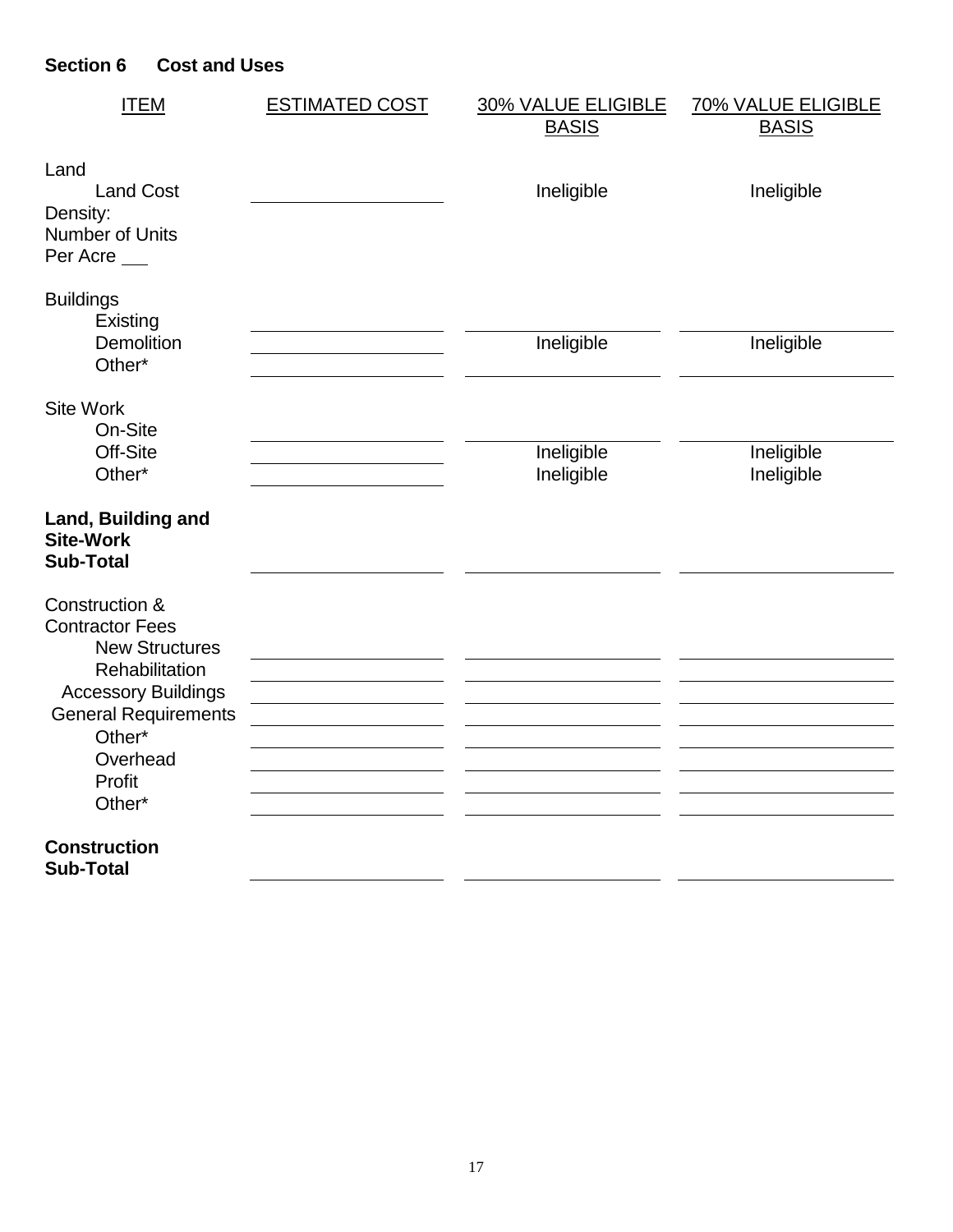## Section 6 Cost and Uses

| ITEM | ESTIMATED COST | 30% VALUE ELIGIBLE BASIS | 70% VALUE ELIGIBLE BASIS |
|---|---|---|---|
| **Land** | | | |
| Land Cost | | Ineligible | Ineligible |
| Density: Number of Units Per Acre ___ | | | |
| **Buildings** | | | |
| Existing | | | |
| Demolition | | Ineligible | Ineligible |
| Other* | | | |
| **Site Work** | | | |
| On-Site | | | |
| Off-Site | | Ineligible | Ineligible |
| Other* | | Ineligible | Ineligible |
| **Land, Building and Site-Work Sub-Total** | | | |
| **Construction & Contractor Fees** | | | |
| New Structures | | | |
| Rehabilitation | | | |
| Accessory Buildings | | | |
| General Requirements | | | |
| Other* | | | |
| Overhead | | | |
| Profit | | | |
| Other* | | | |
| **Construction Sub-Total** | | | |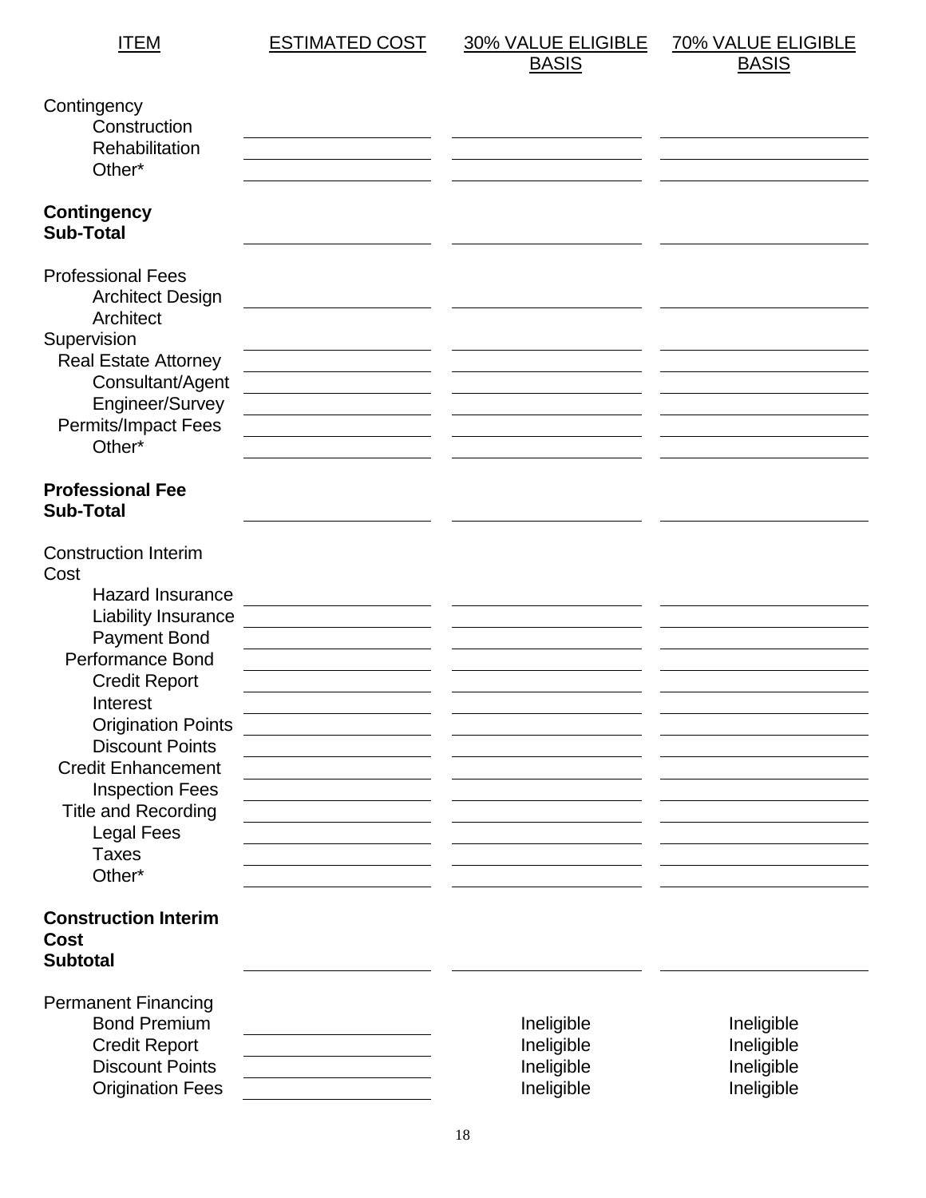| ITEM | ESTIMATED COST | 30% VALUE ELIGIBLE BASIS | 70% VALUE ELIGIBLE BASIS |
|---|---|---|---|
| Contingency | | | |
| Construction | | | |
| Rehabilitation | | | |
| Other* | | | |
| **Contingency Sub-Total** | | | |
| Professional Fees | | | |
| Architect Design | | | |
| Architect Supervision | | | |
| Real Estate Attorney | | | |
| Consultant/Agent | | | |
| Engineer/Survey | | | |
| Permits/Impact Fees | | | |
| Other* | | | |
| **Professional Fee Sub-Total** | | | |
| Construction Interim Cost | | | |
| Hazard Insurance | | | |
| Liability Insurance | | | |
| Payment Bond | | | |
| Performance Bond | | | |
| Credit Report | | | |
| Interest | | | |
| Origination Points | | | |
| Discount Points | | | |
| Credit Enhancement | | | |
| Inspection Fees | | | |
| Title and Recording | | | |
| Legal Fees | | | |
| Taxes | | | |
| Other* | | | |
| **Construction Interim Cost Subtotal** | | | |
| Permanent Financing | | | |
| Bond Premium | | Ineligible | Ineligible |
| Credit Report | | Ineligible | Ineligible |
| Discount Points | | Ineligible | Ineligible |
| Origination Fees | | Ineligible | Ineligible |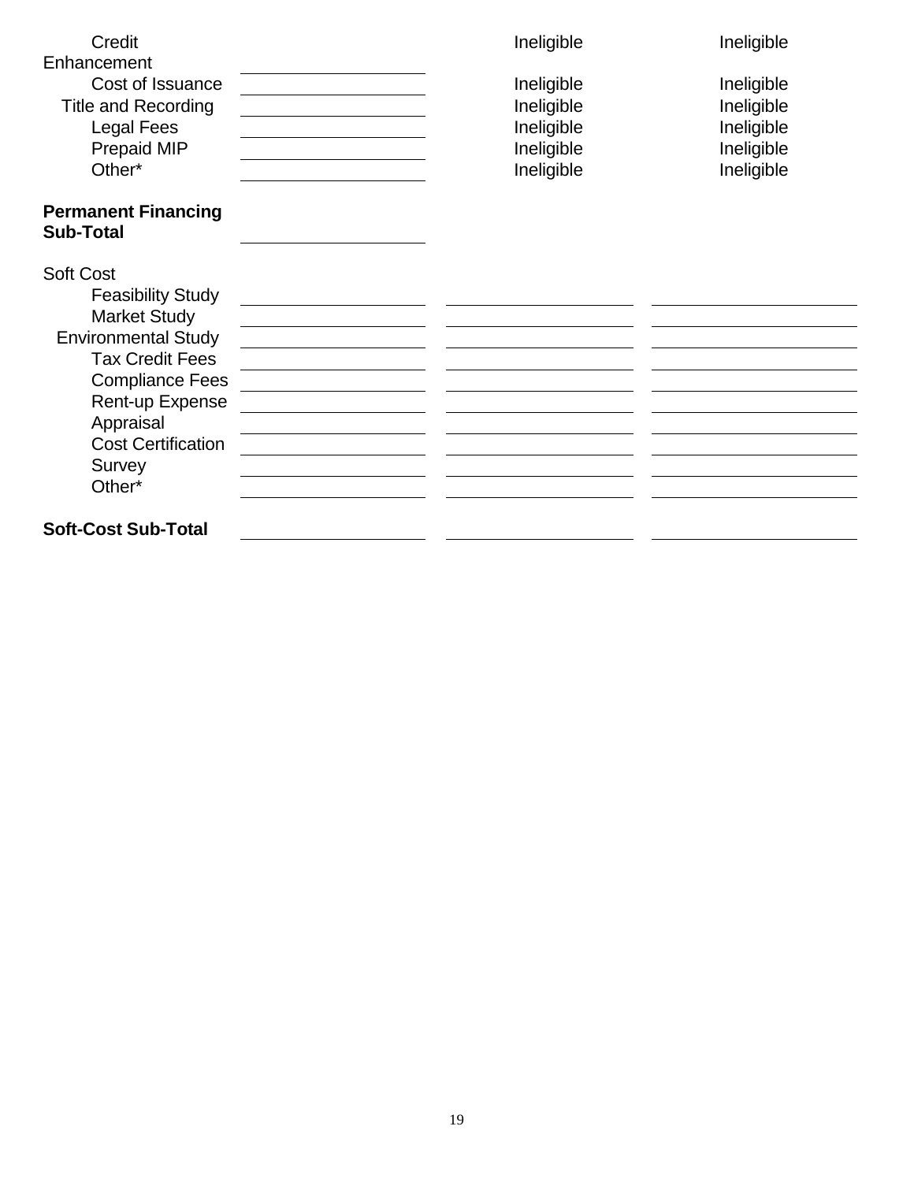| | | | |
|---|---|---|---|
| Credit Enhancement | | Ineligible | Ineligible |
| Cost of Issuance | | Ineligible | Ineligible |
| Title and Recording | | Ineligible | Ineligible |
| Legal Fees | | Ineligible | Ineligible |
| Prepaid MIP | | Ineligible | Ineligible |
| Other* | | Ineligible | Ineligible |
| **Permanent Financing Sub-Total** | | | |
| Soft Cost | | | |
| Feasibility Study | | | |
| Market Study | | | |
| Environmental Study | | | |
| Tax Credit Fees | | | |
| Compliance Fees | | | |
| Rent-up Expense | | | |
| Appraisal | | | |
| Cost Certification | | | |
| Survey | | | |
| Other* | | | |
| **Soft-Cost Sub-Total** | | | |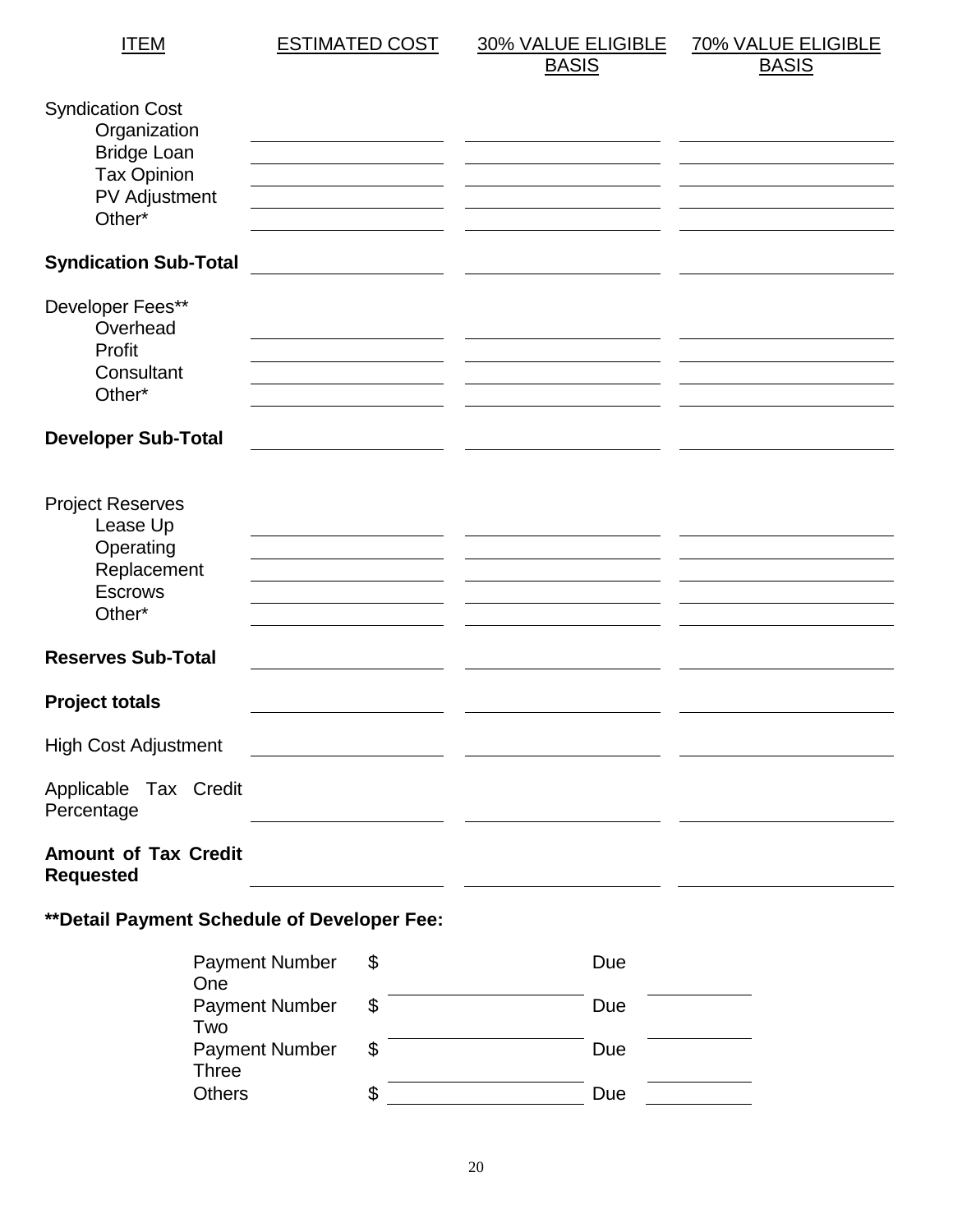| ITEM | ESTIMATED COST | 30% VALUE ELIGIBLE BASIS | 70% VALUE ELIGIBLE BASIS |
|---|---|---|---|
| Syndication Cost | | | |
| Organization | | | |
| Bridge Loan | | | |
| Tax Opinion | | | |
| PV Adjustment | | | |
| Other* | | | |
| **Syndication Sub-Total** | | | |
| Developer Fees** | | | |
| Overhead | | | |
| Profit | | | |
| Consultant | | | |
| Other* | | | |
| **Developer Sub-Total** | | | |
| Project Reserves | | | |
| Lease Up | | | |
| Operating | | | |
| Replacement | | | |
| Escrows | | | |
| Other* | | | |
| **Reserves Sub-Total** | | | |
| **Project totals** | | | |
| High Cost Adjustment | | | |
| Applicable Tax Credit Percentage | | | |
| **Amount of Tax Credit Requested** | | | |

**\*\*Detail Payment Schedule of Developer Fee:**

| | | | |
|---|---|---|---|
| Payment Number One | $ | Due | |
| Payment Number Two | $ | Due | |
| Payment Number Three | $ | Due | |
| Others | $ | Due | |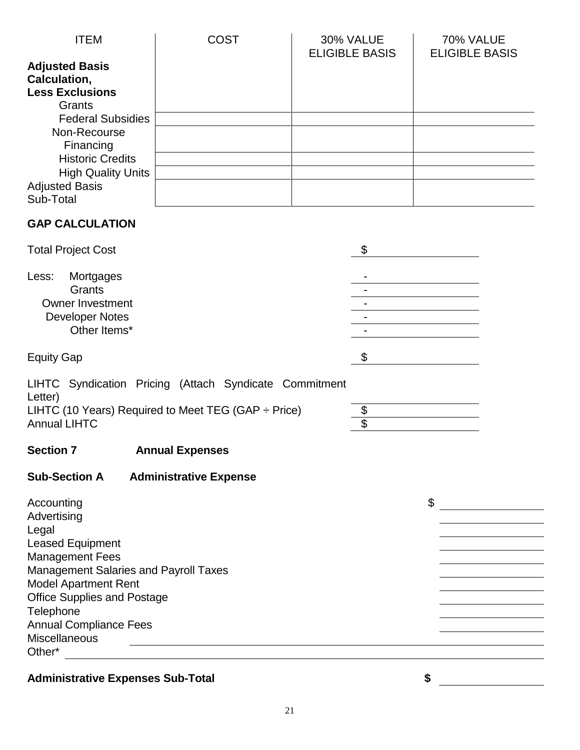| ITEM | COST | 30% VALUE ELIGIBLE BASIS | 70% VALUE ELIGIBLE BASIS |
|---|---|---|---|
| **Adjusted Basis Calculation, Less Exclusions** | | | |
| Grants | | | |
| Federal Subsidies | | | |
| Non-Recourse Financing | | | |
| Historic Credits | | | |
| High Quality Units | | | |
| Adjusted Basis Sub-Total | | | |

**GAP CALCULATION**

| | |
|---|---|
| Total Project Cost | $ |
| Less: Mortgages | - |
| Grants | - |
| Owner Investment | - |
| Developer Notes | - |
| Other Items* | - |
| Equity Gap | $ |
| LIHTC Syndication Pricing (Attach Syndicate Commitment Letter) | |
| LIHTC (10 Years) Required to Meet TEG (GAP ÷ Price) | $ |
| Annual LIHTC | $ |

## Section 7 Annual Expenses

### Sub-Section A Administrative Expense

| | |
|---|---|
| Accounting | $ |
| Advertising | |
| Legal | |
| Leased Equipment | |
| Management Fees | |
| Management Salaries and Payroll Taxes | |
| Model Apartment Rent | |
| Office Supplies and Postage | |
| Telephone | |
| Annual Compliance Fees | |
| Miscellaneous | |
| Other* | |
| **Administrative Expenses Sub-Total** | **$** |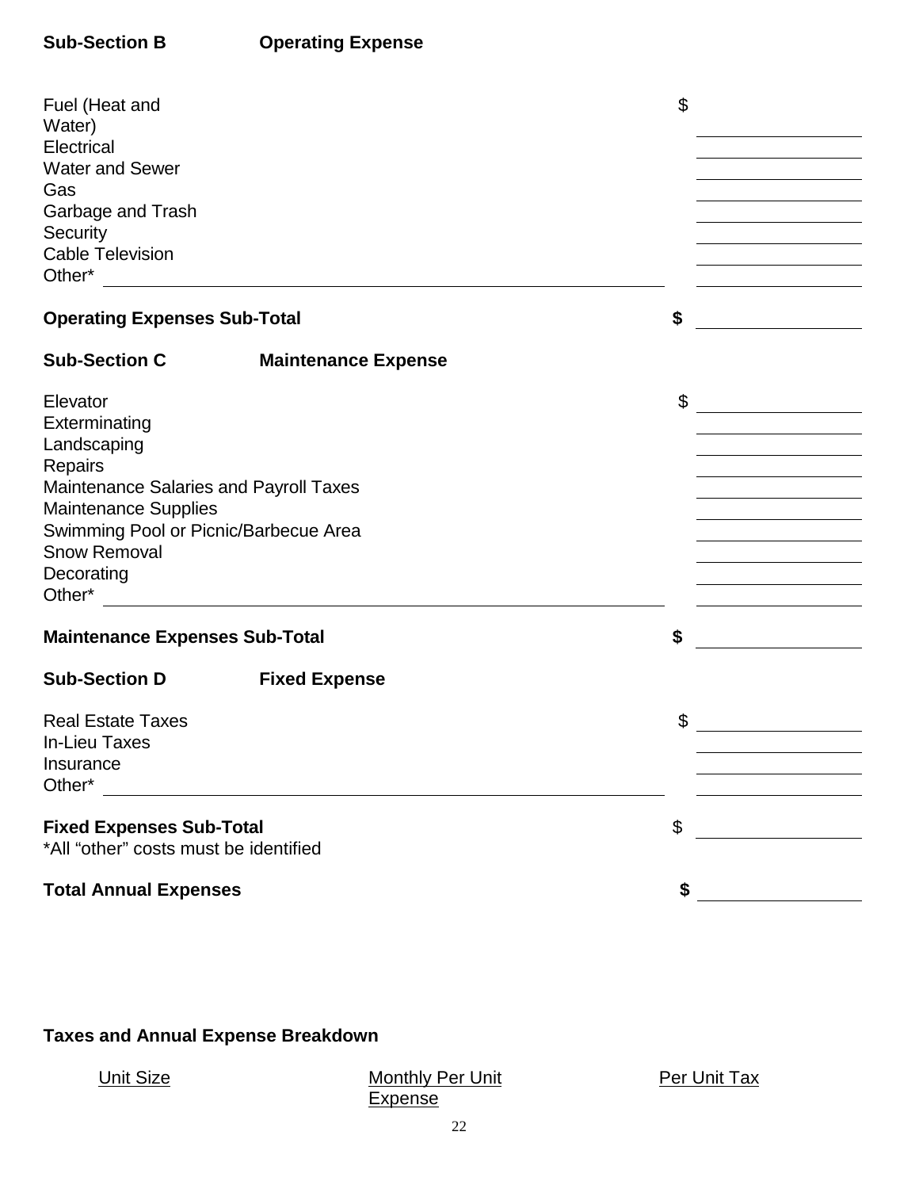**Sub-Section B Operating Expense**

| | |
|---|---|
| Fuel (Heat and Water) | $ ________ |
| Electrical | ________ |
| Water and Sewer | ________ |
| Gas | ________ |
| Garbage and Trash | ________ |
| Security | ________ |
| Cable Television | ________ |
| Other* ________ | ________ |
| **Operating Expenses Sub-Total** | **$** ________ |

**Sub-Section C Maintenance Expense**

| | |
|---|---|
| Elevator | $ ________ |
| Exterminating | ________ |
| Landscaping | ________ |
| Repairs | ________ |
| Maintenance Salaries and Payroll Taxes | ________ |
| Maintenance Supplies | ________ |
| Swimming Pool or Picnic/Barbecue Area | ________ |
| Snow Removal | ________ |
| Decorating | ________ |
| Other* ________ | ________ |
| **Maintenance Expenses Sub-Total** | **$** ________ |

**Sub-Section D Fixed Expense**

| | |
|---|---|
| Real Estate Taxes | $ ________ |
| In-Lieu Taxes | ________ |
| Insurance | ________ |
| Other* ________ | ________ |
| **Fixed Expenses Sub-Total** | $ ________ |

*All "other" costs must be identified

**Total Annual Expenses** **$** ________

**Taxes and Annual Expense Breakdown**

| Unit Size | Monthly Per Unit Expense | Per Unit Tax |
|---|---|---|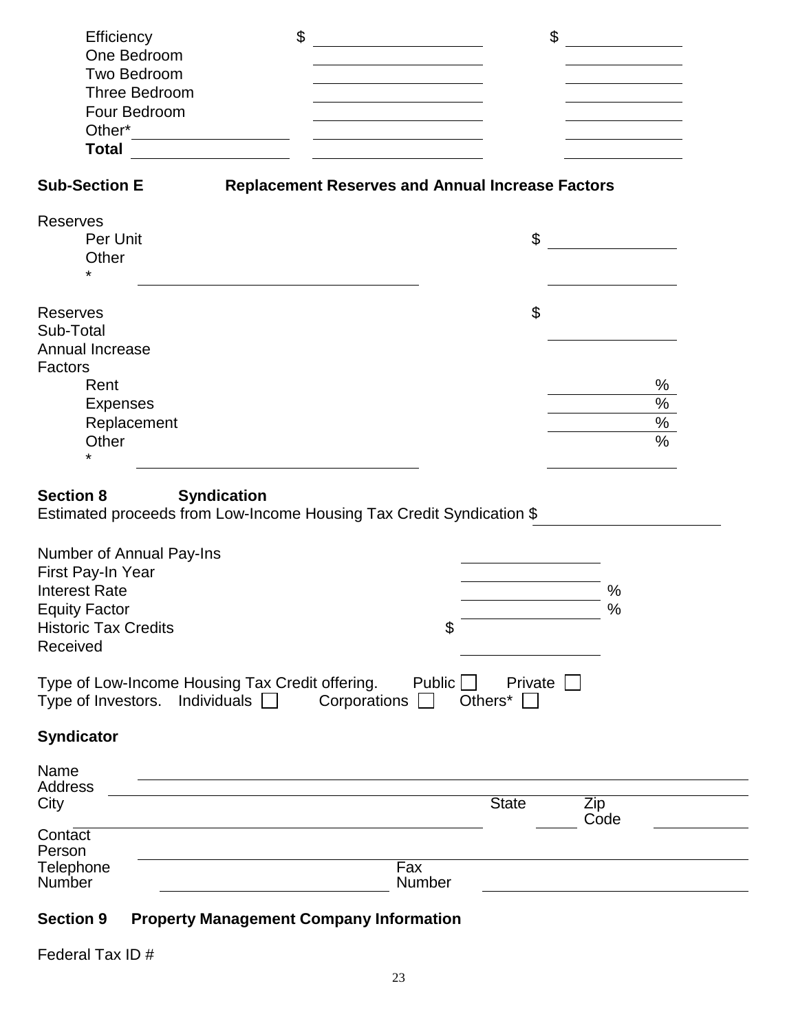| | | |
|---|---|---|
| Efficiency | $ ____________ | $ ____________ |
| One Bedroom | ____________ | ____________ |
| Two Bedroom | ____________ | ____________ |
| Three Bedroom | ____________ | ____________ |
| Four Bedroom | ____________ | ____________ |
| Other* ____________ | ____________ | ____________ |
| **Total** ____________ | ____________ | ____________ |

**Sub-Section E** **Replacement Reserves and Annual Increase Factors**

Reserves

| | |
|---|---|
| Per Unit | $ ____________ |
| Other | |
| * ____________________ | ____________ |
| Reserves Sub-Total | $ ____________ |

Annual Increase Factors

| | |
|---|---|
| Rent | ____________ % |
| Expenses | ____________ % |
| Replacement | ____________ % |
| Other | ____________ % |
| * ____________________ | ____________ |

**Section 8** **Syndication**

Estimated proceeds from Low-Income Housing Tax Credit Syndication $ ____________

| | |
|---|---|
| Number of Annual Pay-Ins | ____________ |
| First Pay-In Year | ____________ |
| Interest Rate | ____________ % |
| Equity Factor | ____________ % |
| Historic Tax Credits Received | $ ____________ |

Type of Low-Income Housing Tax Credit offering. Public ☐ Private ☐

Type of Investors. Individuals ☐ Corporations ☐ Others* ☐

**Syndicator**

Name ____________________

Address ____________________

City ____________________ State ______ Zip Code ____________

Contact Person ____________________

Telephone Number ____________________ Fax Number ____________________

**Section 9** **Property Management Company Information**

Federal Tax ID #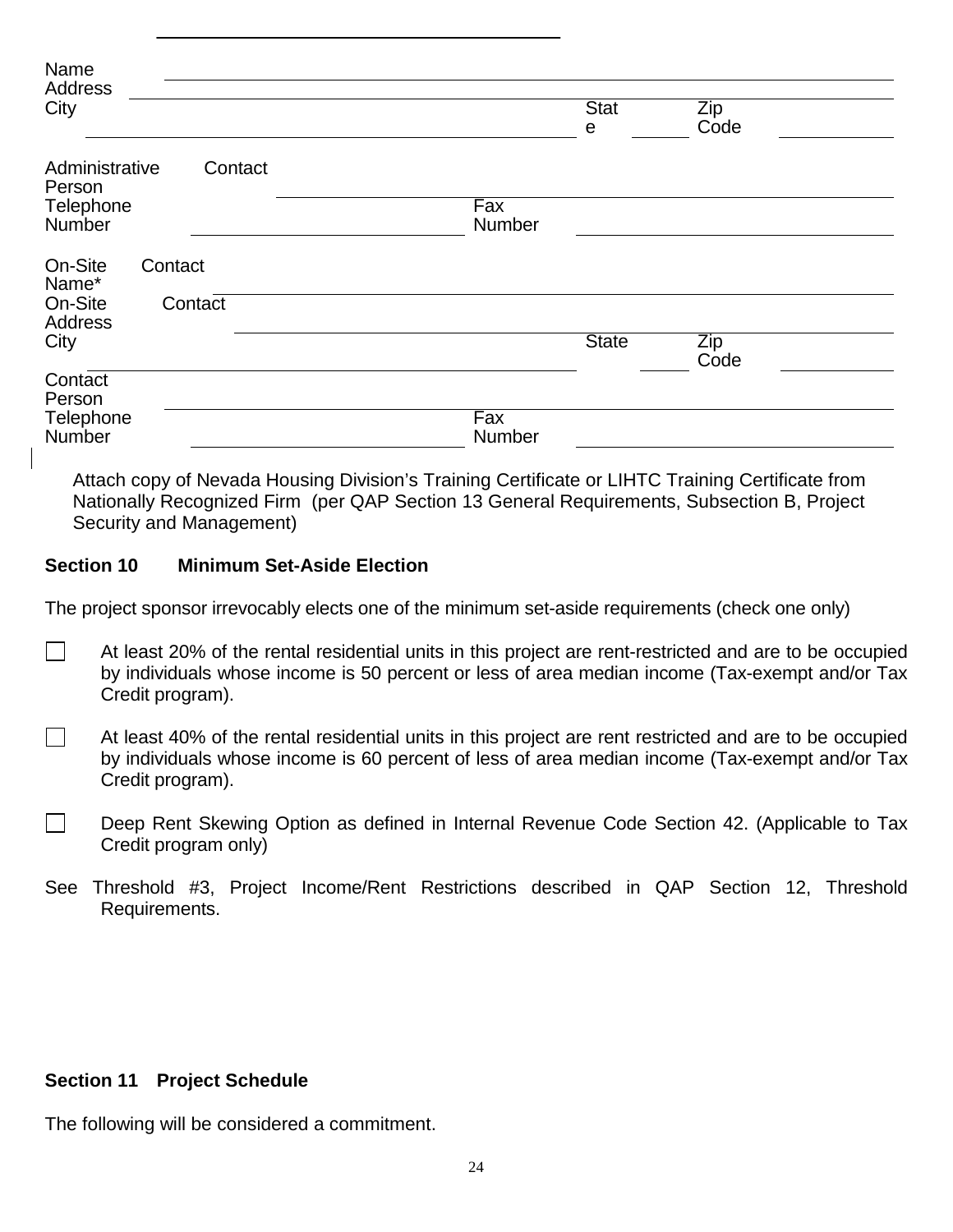Name
Address ____________________
City ____________________ State ______ Zip Code ______

Administrative Contact Person ____________________
Telephone Number ____________________ Fax Number ____________________

On-Site Contact Name* ____________________
On-Site Contact Address ____________________
City ____________________ State ______ Zip Code ______
Contact Person ____________________
Telephone Number ____________________ Fax Number ____________________

Attach copy of Nevada Housing Division's Training Certificate or LIHTC Training Certificate from Nationally Recognized Firm (per QAP Section 13 General Requirements, Subsection B, Project Security and Management)

**Section 10 Minimum Set-Aside Election**

The project sponsor irrevocably elects one of the minimum set-aside requirements (check one only)

☐ At least 20% of the rental residential units in this project are rent-restricted and are to be occupied by individuals whose income is 50 percent or less of area median income (Tax-exempt and/or Tax Credit program).

☐ At least 40% of the rental residential units in this project are rent restricted and are to be occupied by individuals whose income is 60 percent of less of area median income (Tax-exempt and/or Tax Credit program).

☐ Deep Rent Skewing Option as defined in Internal Revenue Code Section 42. (Applicable to Tax Credit program only)

See Threshold #3, Project Income/Rent Restrictions described in QAP Section 12, Threshold Requirements.

**Section 11 Project Schedule**

The following will be considered a commitment.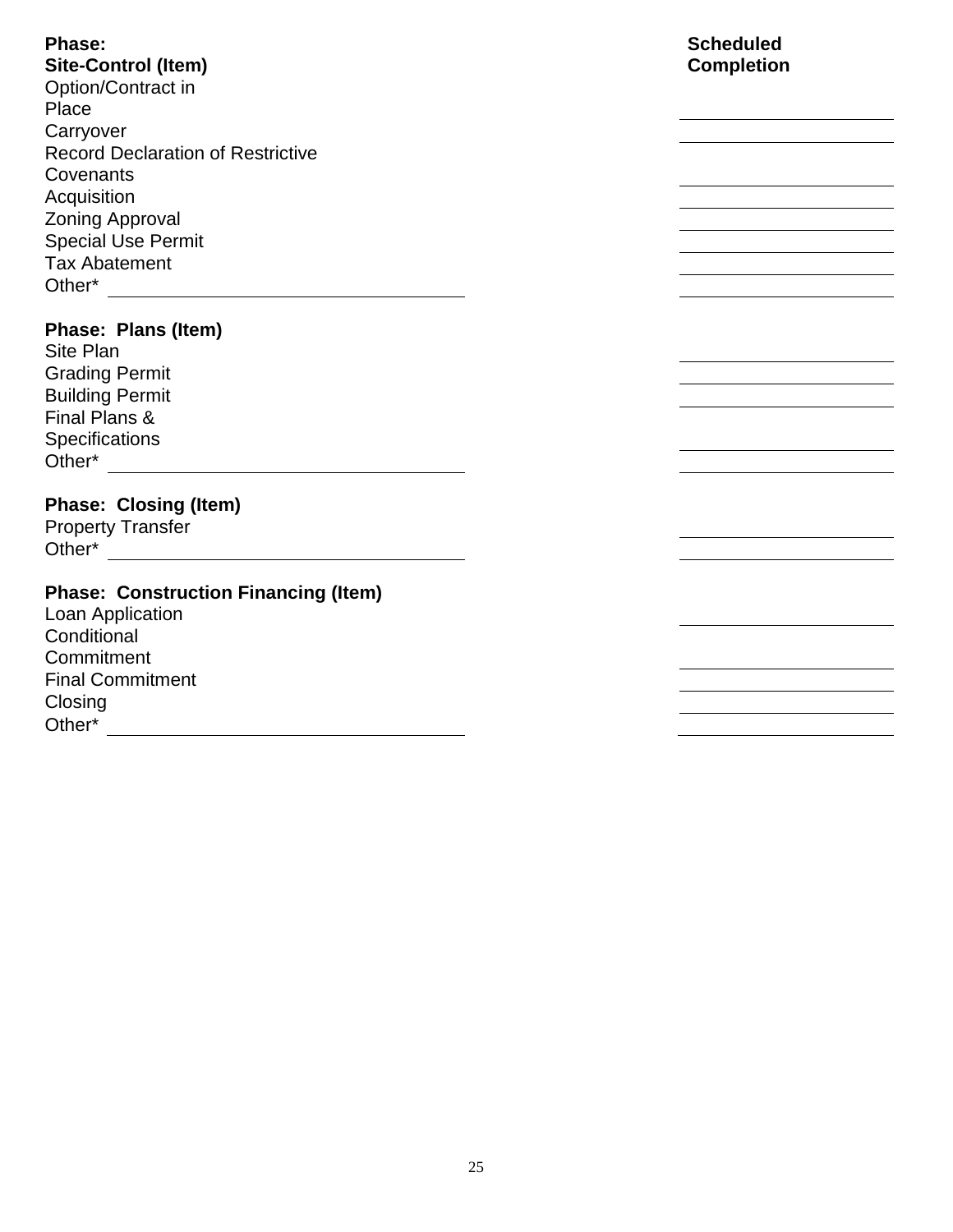| **Phase: Site-Control (Item)** | **Scheduled Completion** |
| --- | --- |
| Option/Contract in Place | ____________ |
| Carryover | ____________ |
| Record Declaration of Restrictive Covenants | ____________ |
| Acquisition | ____________ |
| Zoning Approval | ____________ |
| Special Use Permit | ____________ |
| Tax Abatement | ____________ |
| Other* ____________ | ____________ |

| **Phase: Plans (Item)** | |
| --- | --- |
| Site Plan | ____________ |
| Grading Permit | ____________ |
| Building Permit | ____________ |
| Final Plans & Specifications | ____________ |
| Other* ____________ | ____________ |

| **Phase: Closing (Item)** | |
| --- | --- |
| Property Transfer | ____________ |
| Other* ____________ | ____________ |

| **Phase: Construction Financing (Item)** | |
| --- | --- |
| Loan Application | ____________ |
| Conditional Commitment | ____________ |
| Final Commitment | ____________ |
| Closing | ____________ |
| Other* ____________ | ____________ |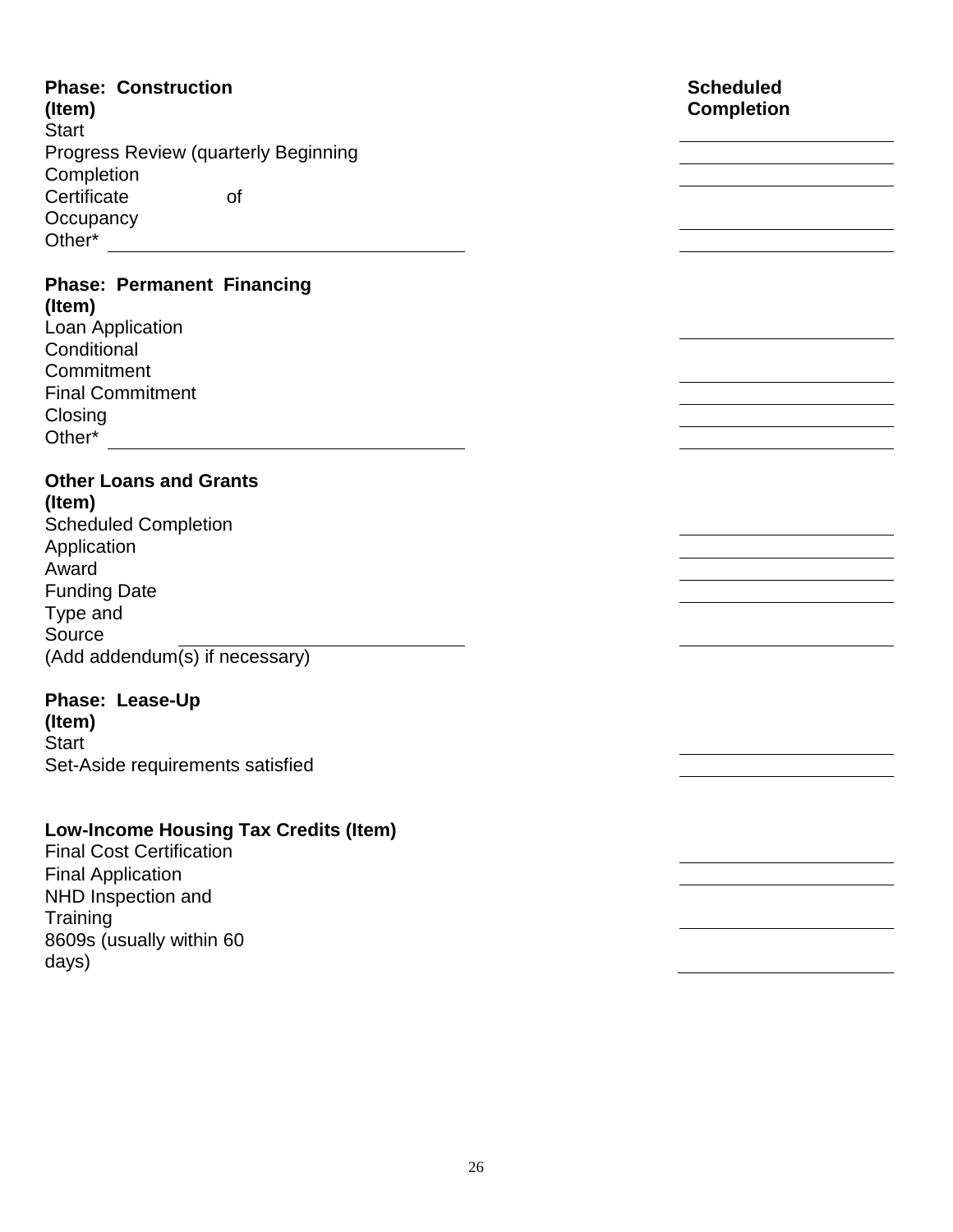**Phase: Construction**

| (Item) | Scheduled Completion |
|---|---|
| Start | \_\_\_\_\_\_\_\_\_\_\_\_\_\_\_\_ |
| Progress Review (quarterly Beginning | \_\_\_\_\_\_\_\_\_\_\_\_\_\_\_\_ |
| Completion | \_\_\_\_\_\_\_\_\_\_\_\_\_\_\_\_ |
| Certificate of Occupancy | \_\_\_\_\_\_\_\_\_\_\_\_\_\_\_\_ |
| Other* \_\_\_\_\_\_\_\_\_\_\_\_\_\_\_\_\_\_\_\_\_\_\_\_ | \_\_\_\_\_\_\_\_\_\_\_\_\_\_\_\_ |

**Phase: Permanent Financing**

| (Item) | |
|---|---|
| Loan Application | \_\_\_\_\_\_\_\_\_\_\_\_\_\_\_\_ |
| Conditional Commitment | \_\_\_\_\_\_\_\_\_\_\_\_\_\_\_\_ |
| Final Commitment | \_\_\_\_\_\_\_\_\_\_\_\_\_\_\_\_ |
| Closing | \_\_\_\_\_\_\_\_\_\_\_\_\_\_\_\_ |
| Other* \_\_\_\_\_\_\_\_\_\_\_\_\_\_\_\_\_\_\_\_\_\_\_\_ | \_\_\_\_\_\_\_\_\_\_\_\_\_\_\_\_ |

**Other Loans and Grants**

| (Item) | |
|---|---|
| Scheduled Completion | \_\_\_\_\_\_\_\_\_\_\_\_\_\_\_\_ |
| Application | \_\_\_\_\_\_\_\_\_\_\_\_\_\_\_\_ |
| Award | \_\_\_\_\_\_\_\_\_\_\_\_\_\_\_\_ |
| Funding Date | \_\_\_\_\_\_\_\_\_\_\_\_\_\_\_\_ |
| Type and Source \_\_\_\_\_\_\_\_\_\_\_\_\_\_\_\_\_\_\_\_ | \_\_\_\_\_\_\_\_\_\_\_\_\_\_\_\_ |

(Add addendum(s) if necessary)

**Phase: Lease-Up**

| (Item) | |
|---|---|
| Start | \_\_\_\_\_\_\_\_\_\_\_\_\_\_\_\_ |
| Set-Aside requirements satisfied | \_\_\_\_\_\_\_\_\_\_\_\_\_\_\_\_ |

**Low-Income Housing Tax Credits (Item)**

| | |
|---|---|
| Final Cost Certification | \_\_\_\_\_\_\_\_\_\_\_\_\_\_\_\_ |
| Final Application | \_\_\_\_\_\_\_\_\_\_\_\_\_\_\_\_ |
| NHD Inspection and Training | \_\_\_\_\_\_\_\_\_\_\_\_\_\_\_\_ |
| 8609s (usually within 60 days) | \_\_\_\_\_\_\_\_\_\_\_\_\_\_\_\_ |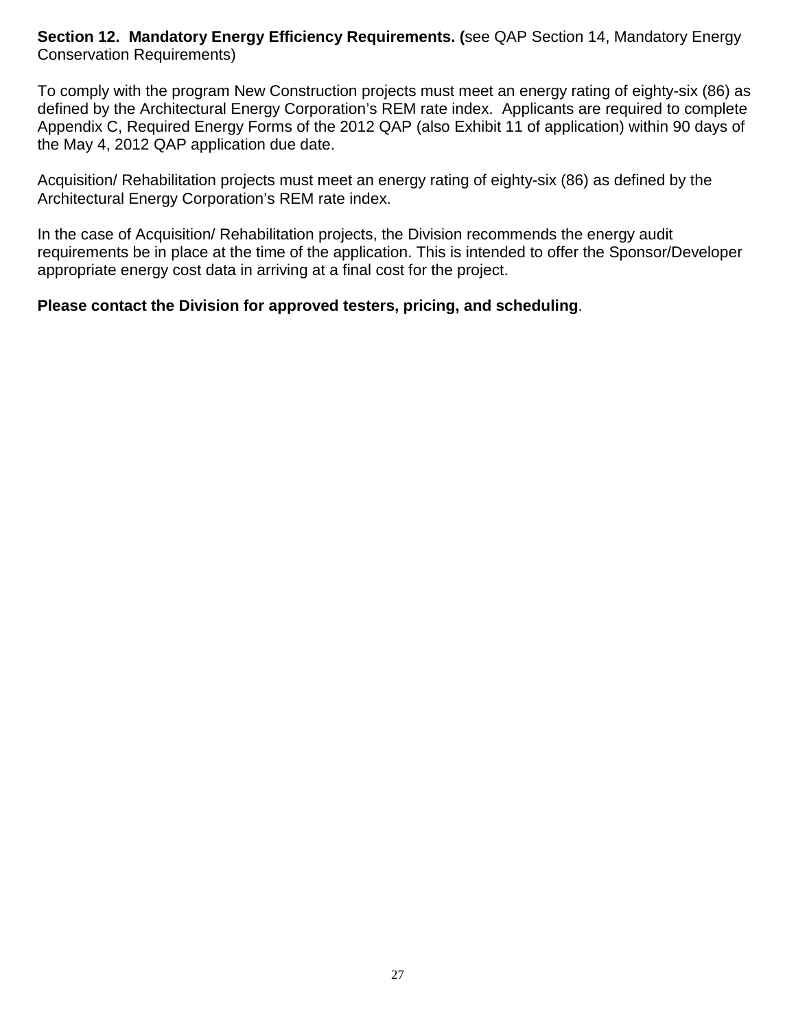**Section 12. Mandatory Energy Efficiency Requirements. (**see QAP Section 14, Mandatory Energy Conservation Requirements)

To comply with the program New Construction projects must meet an energy rating of eighty-six (86) as defined by the Architectural Energy Corporation's REM rate index. Applicants are required to complete Appendix C, Required Energy Forms of the 2012 QAP (also Exhibit 11 of application) within 90 days of the May 4, 2012 QAP application due date.

Acquisition/ Rehabilitation projects must meet an energy rating of eighty-six (86) as defined by the Architectural Energy Corporation's REM rate index.

In the case of Acquisition/ Rehabilitation projects, the Division recommends the energy audit requirements be in place at the time of the application. This is intended to offer the Sponsor/Developer appropriate energy cost data in arriving at a final cost for the project.

**Please contact the Division for approved testers, pricing, and scheduling**.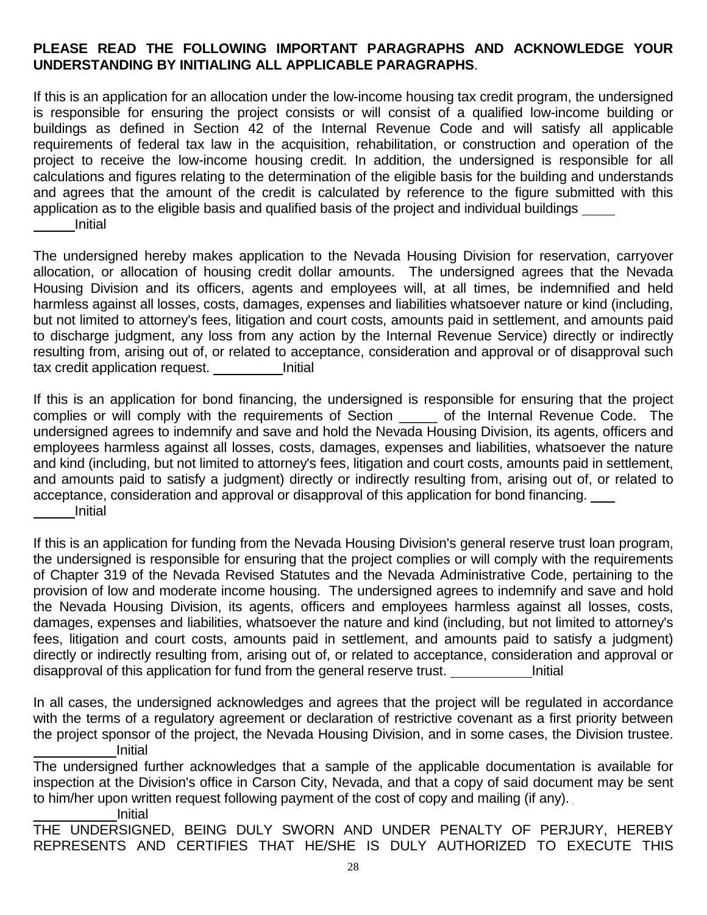**PLEASE READ THE FOLLOWING IMPORTANT PARAGRAPHS AND ACKNOWLEDGE YOUR UNDERSTANDING BY INITIALING ALL APPLICABLE PARAGRAPHS**.

If this is an application for an allocation under the low-income housing tax credit program, the undersigned is responsible for ensuring the project consists or will consist of a qualified low-income building or buildings as defined in Section 42 of the Internal Revenue Code and will satisfy all applicable requirements of federal tax law in the acquisition, rehabilitation, or construction and operation of the project to receive the low-income housing credit. In addition, the undersigned is responsible for all calculations and figures relating to the determination of the eligible basis for the building and understands and agrees that the amount of the credit is calculated by reference to the figure submitted with this application as to the eligible basis and qualified basis of the project and individual buildings ________ Initial

The undersigned hereby makes application to the Nevada Housing Division for reservation, carryover allocation, or allocation of housing credit dollar amounts. The undersigned agrees that the Nevada Housing Division and its officers, agents and employees will, at all times, be indemnified and held harmless against all losses, costs, damages, expenses and liabilities whatsoever nature or kind (including, but not limited to attorney's fees, litigation and court costs, amounts paid in settlement, and amounts paid to discharge judgment, any loss from any action by the Internal Revenue Service) directly or indirectly resulting from, arising out of, or related to acceptance, consideration and approval or of disapproval such tax credit application request. _________ Initial

If this is an application for bond financing, the undersigned is responsible for ensuring that the project complies or will comply with the requirements of Section _____ of the Internal Revenue Code. The undersigned agrees to indemnify and save and hold the Nevada Housing Division, its agents, officers and employees harmless against all losses, costs, damages, expenses and liabilities, whatsoever the nature and kind (including, but not limited to attorney's fees, litigation and court costs, amounts paid in settlement, and amounts paid to satisfy a judgment) directly or indirectly resulting from, arising out of, or related to acceptance, consideration and approval or disapproval of this application for bond financing. ________ Initial

If this is an application for funding from the Nevada Housing Division's general reserve trust loan program, the undersigned is responsible for ensuring that the project complies or will comply with the requirements of Chapter 319 of the Nevada Revised Statutes and the Nevada Administrative Code, pertaining to the provision of low and moderate income housing. The undersigned agrees to indemnify and save and hold the Nevada Housing Division, its agents, officers and employees harmless against all losses, costs, damages, expenses and liabilities, whatsoever the nature and kind (including, but not limited to attorney's fees, litigation and court costs, amounts paid in settlement, and amounts paid to satisfy a judgment) directly or indirectly resulting from, arising out of, or related to acceptance, consideration and approval or disapproval of this application for fund from the general reserve trust. ___________ Initial

In all cases, the undersigned acknowledges and agrees that the project will be regulated in accordance with the terms of a regulatory agreement or declaration of restrictive covenant as a first priority between the project sponsor of the project, the Nevada Housing Division, and in some cases, the Division trustee. ___________ Initial

The undersigned further acknowledges that a sample of the applicable documentation is available for inspection at the Division's office in Carson City, Nevada, and that a copy of said document may be sent to him/her upon written request following payment of the cost of copy and mailing (if any). ___________ Initial

THE UNDERSIGNED, BEING DULY SWORN AND UNDER PENALTY OF PERJURY, HEREBY REPRESENTS AND CERTIFIES THAT HE/SHE IS DULY AUTHORIZED TO EXECUTE THIS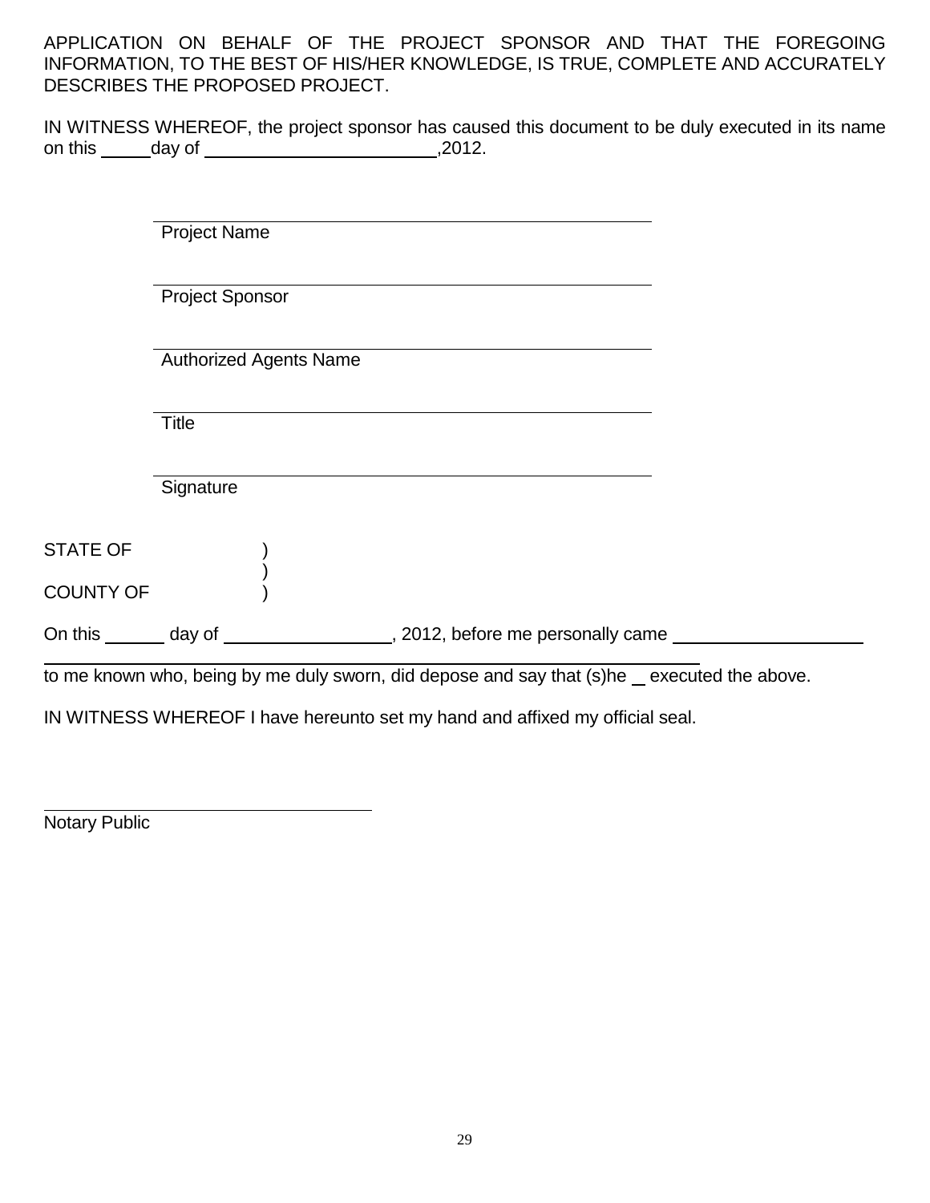APPLICATION ON BEHALF OF THE PROJECT SPONSOR AND THAT THE FOREGOING INFORMATION, TO THE BEST OF HIS/HER KNOWLEDGE, IS TRUE, COMPLETE AND ACCURATELY DESCRIBES THE PROPOSED PROJECT.

IN WITNESS WHEREOF, the project sponsor has caused this document to be duly executed in its name on this _____ day of ________________________,2012.

______________________________________________
Project Name

______________________________________________
Project Sponsor

______________________________________________
Authorized Agents Name

______________________________________________
Title

______________________________________________
Signature

STATE OF )
)
COUNTY OF )

On this ______ day of _________________, 2012, before me personally came ____________________
____________________________________________________________________ to me known who, being by me duly sworn, did depose and say that (s)he _ executed the above.

IN WITNESS WHEREOF I have hereunto set my hand and affixed my official seal.

__________________________________
Notary Public